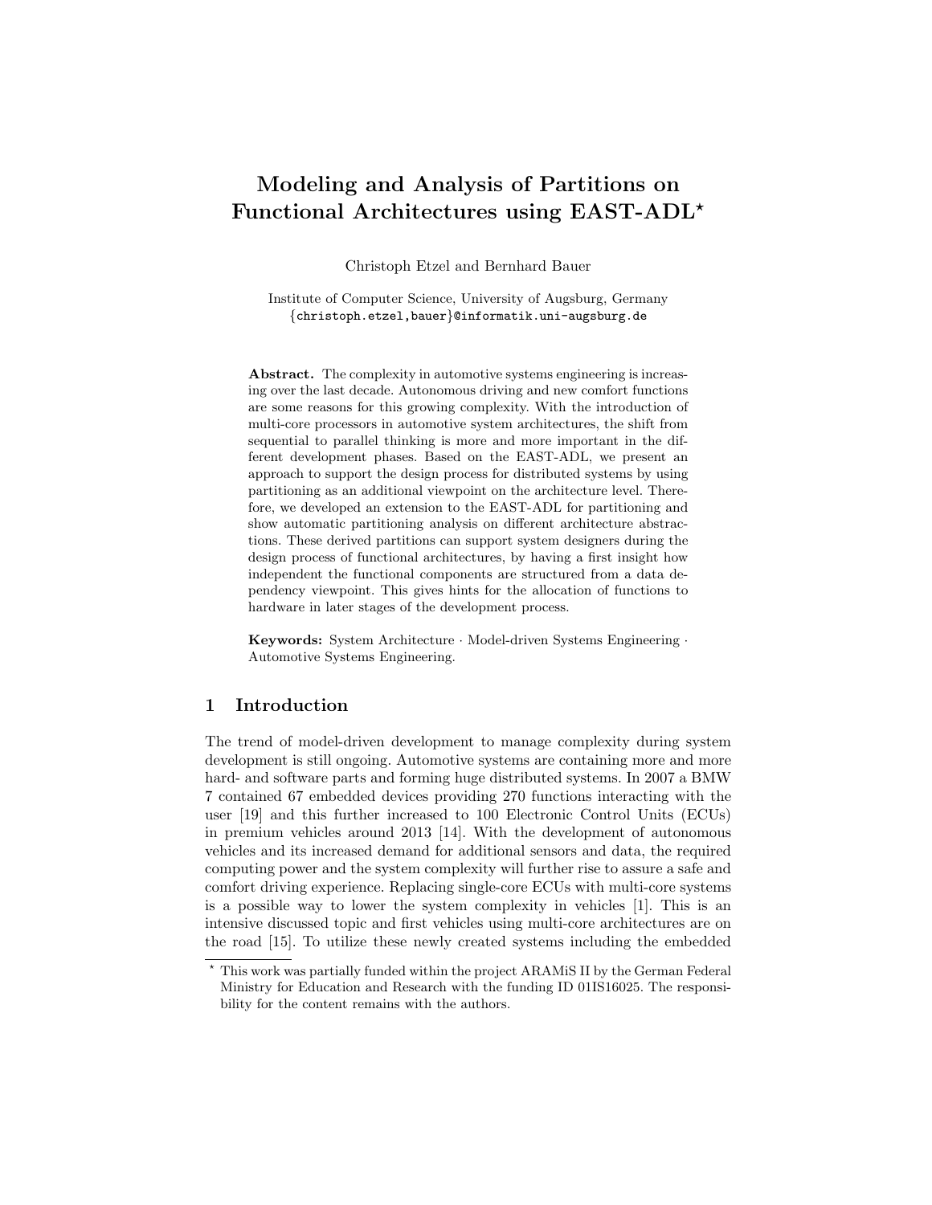# Modeling and Analysis of Partitions on Functional Architectures using EAST-ADL*

Christoph Etzel and Bernhard Bauer

Institute of Computer Science, University of Augsburg, Germany
{christoph.etzel,bauer}@informatik.uni-augsburg.de

**Abstract.** The complexity in automotive systems engineering is increasing over the last decade. Autonomous driving and new comfort functions are some reasons for this growing complexity. With the introduction of multi-core processors in automotive system architectures, the shift from sequential to parallel thinking is more and more important in the different development phases. Based on the EAST-ADL, we present an approach to support the design process for distributed systems by using partitioning as an additional viewpoint on the architecture level. Therefore, we developed an extension to the EAST-ADL for partitioning and show automatic partitioning analysis on different architecture abstractions. These derived partitions can support system designers during the design process of functional architectures, by having a first insight how independent the functional components are structured from a data dependency viewpoint. This gives hints for the allocation of functions to hardware in later stages of the development process.

**Keywords:** System Architecture · Model-driven Systems Engineering · Automotive Systems Engineering.

## 1 Introduction

The trend of model-driven development to manage complexity during system development is still ongoing. Automotive systems are containing more and more hard- and software parts and forming huge distributed systems. In 2007 a BMW 7 contained 67 embedded devices providing 270 functions interacting with the user [19] and this further increased to 100 Electronic Control Units (ECUs) in premium vehicles around 2013 [14]. With the development of autonomous vehicles and its increased demand for additional sensors and data, the required computing power and the system complexity will further rise to assure a safe and comfort driving experience. Replacing single-core ECUs with multi-core systems is a possible way to lower the system complexity in vehicles [1]. This is an intensive discussed topic and first vehicles using multi-core architectures are on the road [15]. To utilize these newly created systems including the embedded

* This work was partially funded within the project ARAMiS II by the German Federal Ministry for Education and Research with the funding ID 01IS16025. The responsibility for the content remains with the authors.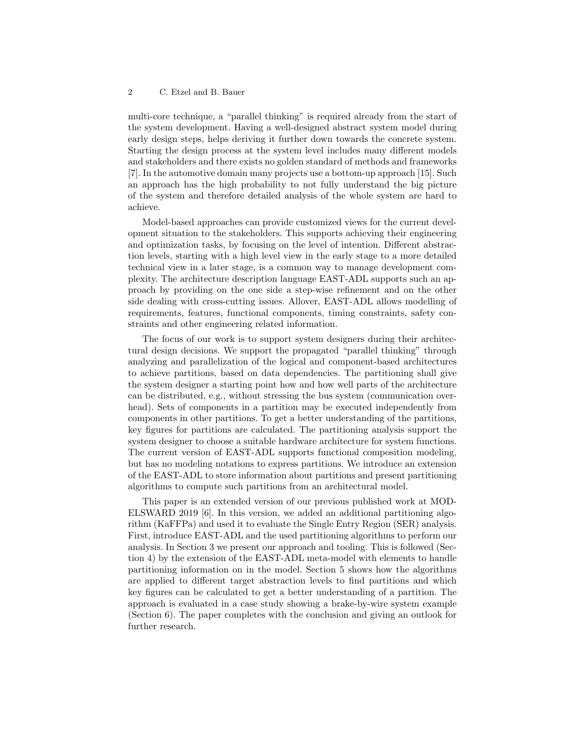multi-core technique, a "parallel thinking" is required already from the start of the system development. Having a well-designed abstract system model during early design steps, helps deriving it further down towards the concrete system. Starting the design process at the system level includes many different models and stakeholders and there exists no golden standard of methods and frameworks [7]. In the automotive domain many projects use a bottom-up approach [15]. Such an approach has the high probability to not fully understand the big picture of the system and therefore detailed analysis of the whole system are hard to achieve.

Model-based approaches can provide customized views for the current development situation to the stakeholders. This supports achieving their engineering and optimization tasks, by focusing on the level of intention. Different abstraction levels, starting with a high level view in the early stage to a more detailed technical view in a later stage, is a common way to manage development complexity. The architecture description language EAST-ADL supports such an approach by providing on the one side a step-wise refinement and on the other side dealing with cross-cutting issues. Allover, EAST-ADL allows modelling of requirements, features, functional components, timing constraints, safety constraints and other engineering related information.

The focus of our work is to support system designers during their architectural design decisions. We support the propagated "parallel thinking" through analyzing and parallelization of the logical and component-based architectures to achieve partitions, based on data dependencies. The partitioning shall give the system designer a starting point how and how well parts of the architecture can be distributed, e.g., without stressing the bus system (communication overhead). Sets of components in a partition may be executed independently from components in other partitions. To get a better understanding of the partitions, key figures for partitions are calculated. The partitioning analysis support the system designer to choose a suitable hardware architecture for system functions. The current version of EAST-ADL supports functional composition modeling, but has no modeling notations to express partitions. We introduce an extension of the EAST-ADL to store information about partitions and present partitioning algorithms to compute such partitions from an architectural model.

This paper is an extended version of our previous published work at MODELSWARD 2019 [6]. In this version, we added an additional partitioning algorithm (KaFFPa) and used it to evaluate the Single Entry Region (SER) analysis. First, introduce EAST-ADL and the used partitioning algorithms to perform our analysis. In Section 3 we present our approach and tooling. This is followed (Section 4) by the extension of the EAST-ADL meta-model with elements to handle partitioning information on in the model. Section 5 shows how the algorithms are applied to different target abstraction levels to find partitions and which key figures can be calculated to get a better understanding of a partition. The approach is evaluated in a case study showing a brake-by-wire system example (Section 6). The paper completes with the conclusion and giving an outlook for further research.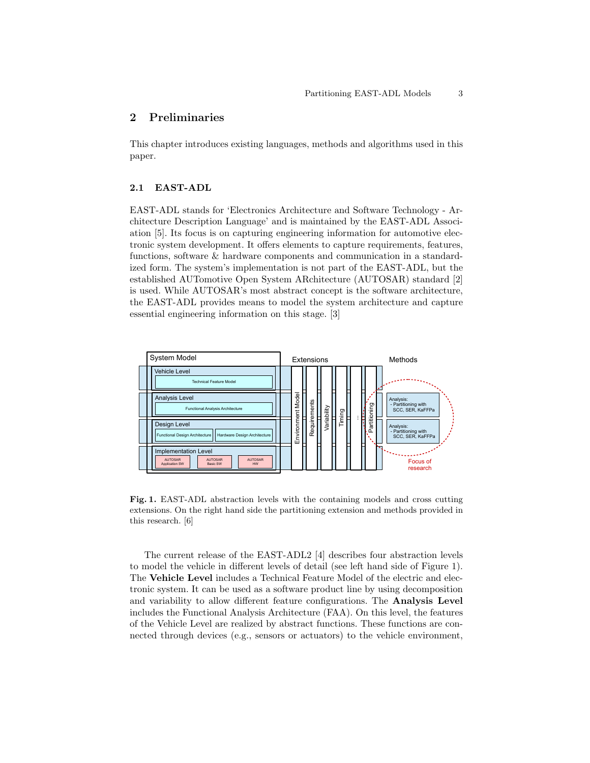## 2 Preliminaries

This chapter introduces existing languages, methods and algorithms used in this paper.

### 2.1 EAST-ADL

EAST-ADL stands for 'Electronics Architecture and Software Technology - Architecture Description Language' and is maintained by the EAST-ADL Association [5]. Its focus is on capturing engineering information for automotive electronic system development. It offers elements to capture requirements, features, functions, software & hardware components and communication in a standardized form. The system's implementation is not part of the EAST-ADL, but the established AUTomotive Open System ARchitecture (AUTOSAR) standard [2] is used. While AUTOSAR's most abstract concept is the software architecture, the EAST-ADL provides means to model the system architecture and capture essential engineering information on this stage. [3]

**Fig. 1.** EAST-ADL abstraction levels with the containing models and cross cutting extensions. On the right hand side the partitioning extension and methods provided in this research. [6]

The current release of the EAST-ADL2 [4] describes four abstraction levels to model the vehicle in different levels of detail (see left hand side of Figure 1). The **Vehicle Level** includes a Technical Feature Model of the electric and electronic system. It can be used as a software product line by using decomposition and variability to allow different feature configurations. The **Analysis Level** includes the Functional Analysis Architecture (FAA). On this level, the features of the Vehicle Level are realized by abstract functions. These functions are connected through devices (e.g., sensors or actuators) to the vehicle environment,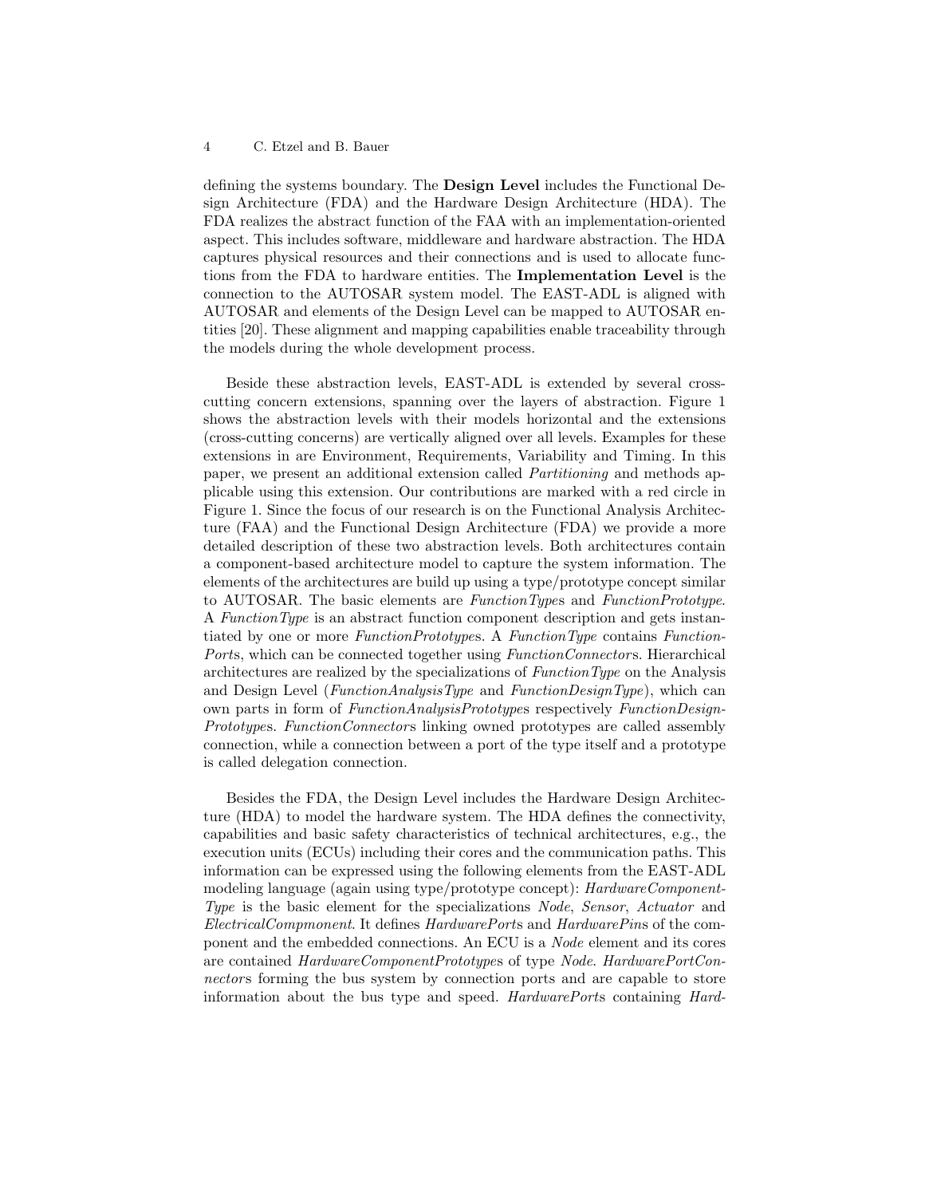defining the systems boundary. The **Design Level** includes the Functional Design Architecture (FDA) and the Hardware Design Architecture (HDA). The FDA realizes the abstract function of the FAA with an implementation-oriented aspect. This includes software, middleware and hardware abstraction. The HDA captures physical resources and their connections and is used to allocate functions from the FDA to hardware entities. The **Implementation Level** is the connection to the AUTOSAR system model. The EAST-ADL is aligned with AUTOSAR and elements of the Design Level can be mapped to AUTOSAR entities [20]. These alignment and mapping capabilities enable traceability through the models during the whole development process.

Beside these abstraction levels, EAST-ADL is extended by several cross-cutting concern extensions, spanning over the layers of abstraction. Figure 1 shows the abstraction levels with their models horizontal and the extensions (cross-cutting concerns) are vertically aligned over all levels. Examples for these extensions in are Environment, Requirements, Variability and Timing. In this paper, we present an additional extension called *Partitioning* and methods applicable using this extension. Our contributions are marked with a red circle in Figure 1. Since the focus of our research is on the Functional Analysis Architecture (FAA) and the Functional Design Architecture (FDA) we provide a more detailed description of these two abstraction levels. Both architectures contain a component-based architecture model to capture the system information. The elements of the architectures are build up using a type/prototype concept similar to AUTOSAR. The basic elements are *FunctionType*s and *FunctionPrototype*. A *FunctionType* is an abstract function component description and gets instantiated by one or more *FunctionPrototype*s. A *FunctionType* contains *FunctionPort*s, which can be connected together using *FunctionConnector*s. Hierarchical architectures are realized by the specializations of *FunctionType* on the Analysis and Design Level (*FunctionAnalysisType* and *FunctionDesignType*), which can own parts in form of *FunctionAnalysisPrototype*s respectively *FunctionDesignPrototype*s. *FunctionConnector*s linking owned prototypes are called assembly connection, while a connection between a port of the type itself and a prototype is called delegation connection.

Besides the FDA, the Design Level includes the Hardware Design Architecture (HDA) to model the hardware system. The HDA defines the connectivity, capabilities and basic safety characteristics of technical architectures, e.g., the execution units (ECUs) including their cores and the communication paths. This information can be expressed using the following elements from the EAST-ADL modeling language (again using type/prototype concept): *HardwareComponentType* is the basic element for the specializations *Node*, *Sensor*, *Actuator* and *ElectricalCompmonent*. It defines *HardwarePort*s and *HardwarePin*s of the component and the embedded connections. An ECU is a *Node* element and its cores are contained *HardwareComponentPrototype*s of type *Node*. *HardwarePortConnector*s forming the bus system by connection ports and are capable to store information about the bus type and speed. *HardwarePort*s containing *Hard-*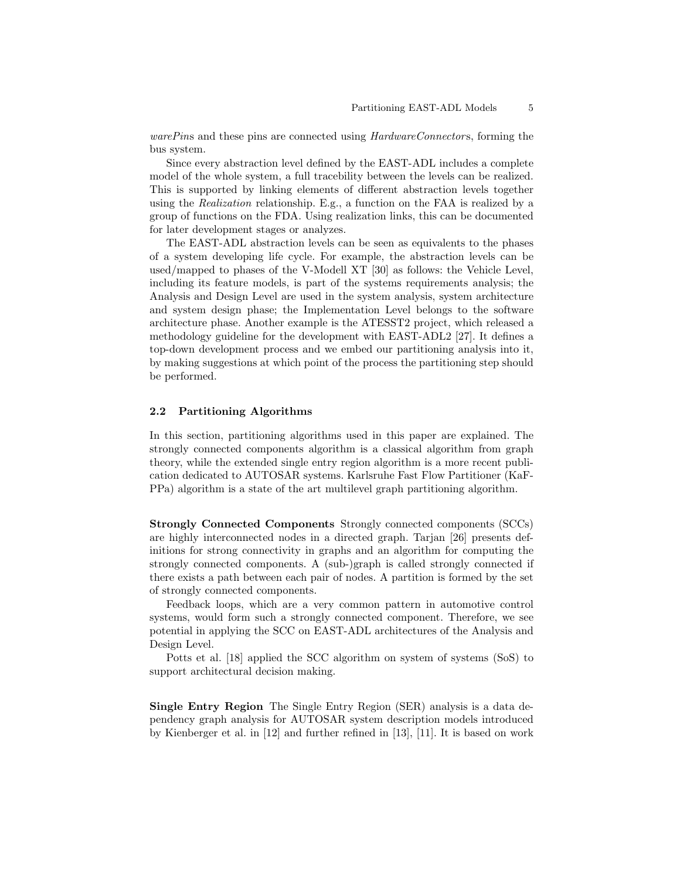*warePins* and these pins are connected using *HardwareConnectors*, forming the bus system.

Since every abstraction level defined by the EAST-ADL includes a complete model of the whole system, a full tracebility between the levels can be realized. This is supported by linking elements of different abstraction levels together using the *Realization* relationship. E.g., a function on the FAA is realized by a group of functions on the FDA. Using realization links, this can be documented for later development stages or analyzes.

The EAST-ADL abstraction levels can be seen as equivalents to the phases of a system developing life cycle. For example, the abstraction levels can be used/mapped to phases of the V-Modell XT [30] as follows: the Vehicle Level, including its feature models, is part of the systems requirements analysis; the Analysis and Design Level are used in the system analysis, system architecture and system design phase; the Implementation Level belongs to the software architecture phase. Another example is the ATESST2 project, which released a methodology guideline for the development with EAST-ADL2 [27]. It defines a top-down development process and we embed our partitioning analysis into it, by making suggestions at which point of the process the partitioning step should be performed.

### 2.2 Partitioning Algorithms

In this section, partitioning algorithms used in this paper are explained. The strongly connected components algorithm is a classical algorithm from graph theory, while the extended single entry region algorithm is a more recent publication dedicated to AUTOSAR systems. Karlsruhe Fast Flow Partitioner (KaFPPa) algorithm is a state of the art multilevel graph partitioning algorithm.

**Strongly Connected Components** Strongly connected components (SCCs) are highly interconnected nodes in a directed graph. Tarjan [26] presents definitions for strong connectivity in graphs and an algorithm for computing the strongly connected components. A (sub-)graph is called strongly connected if there exists a path between each pair of nodes. A partition is formed by the set of strongly connected components.

Feedback loops, which are a very common pattern in automotive control systems, would form such a strongly connected component. Therefore, we see potential in applying the SCC on EAST-ADL architectures of the Analysis and Design Level.

Potts et al. [18] applied the SCC algorithm on system of systems (SoS) to support architectural decision making.

**Single Entry Region** The Single Entry Region (SER) analysis is a data dependency graph analysis for AUTOSAR system description models introduced by Kienberger et al. in [12] and further refined in [13], [11]. It is based on work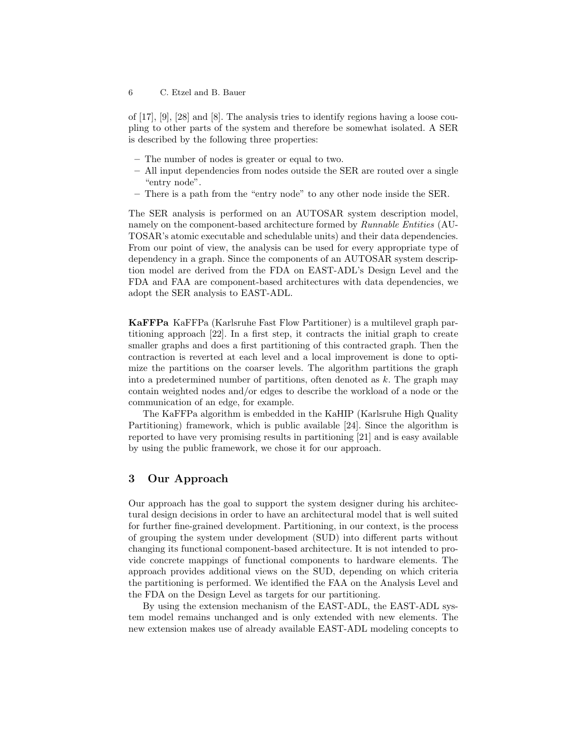of [17], [9], [28] and [8]. The analysis tries to identify regions having a loose coupling to other parts of the system and therefore be somewhat isolated. A SER is described by the following three properties:

- The number of nodes is greater or equal to two.
- All input dependencies from nodes outside the SER are routed over a single "entry node".
- There is a path from the "entry node" to any other node inside the SER.

The SER analysis is performed on an AUTOSAR system description model, namely on the component-based architecture formed by *Runnable Entities* (AUTOSAR's atomic executable and schedulable units) and their data dependencies. From our point of view, the analysis can be used for every appropriate type of dependency in a graph. Since the components of an AUTOSAR system description model are derived from the FDA on EAST-ADL's Design Level and the FDA and FAA are component-based architectures with data dependencies, we adopt the SER analysis to EAST-ADL.

**KaFFPa** KaFFPa (Karlsruhe Fast Flow Partitioner) is a multilevel graph partitioning approach [22]. In a first step, it contracts the initial graph to create smaller graphs and does a first partitioning of this contracted graph. Then the contraction is reverted at each level and a local improvement is done to optimize the partitions on the coarser levels. The algorithm partitions the graph into a predetermined number of partitions, often denoted as $k$. The graph may contain weighted nodes and/or edges to describe the workload of a node or the communication of an edge, for example.

The KaFFPa algorithm is embedded in the KaHIP (Karlsruhe High Quality Partitioning) framework, which is public available [24]. Since the algorithm is reported to have very promising results in partitioning [21] and is easy available by using the public framework, we chose it for our approach.

## 3 Our Approach

Our approach has the goal to support the system designer during his architectural design decisions in order to have an architectural model that is well suited for further fine-grained development. Partitioning, in our context, is the process of grouping the system under development (SUD) into different parts without changing its functional component-based architecture. It is not intended to provide concrete mappings of functional components to hardware elements. The approach provides additional views on the SUD, depending on which criteria the partitioning is performed. We identified the FAA on the Analysis Level and the FDA on the Design Level as targets for our partitioning.

By using the extension mechanism of the EAST-ADL, the EAST-ADL system model remains unchanged and is only extended with new elements. The new extension makes use of already available EAST-ADL modeling concepts to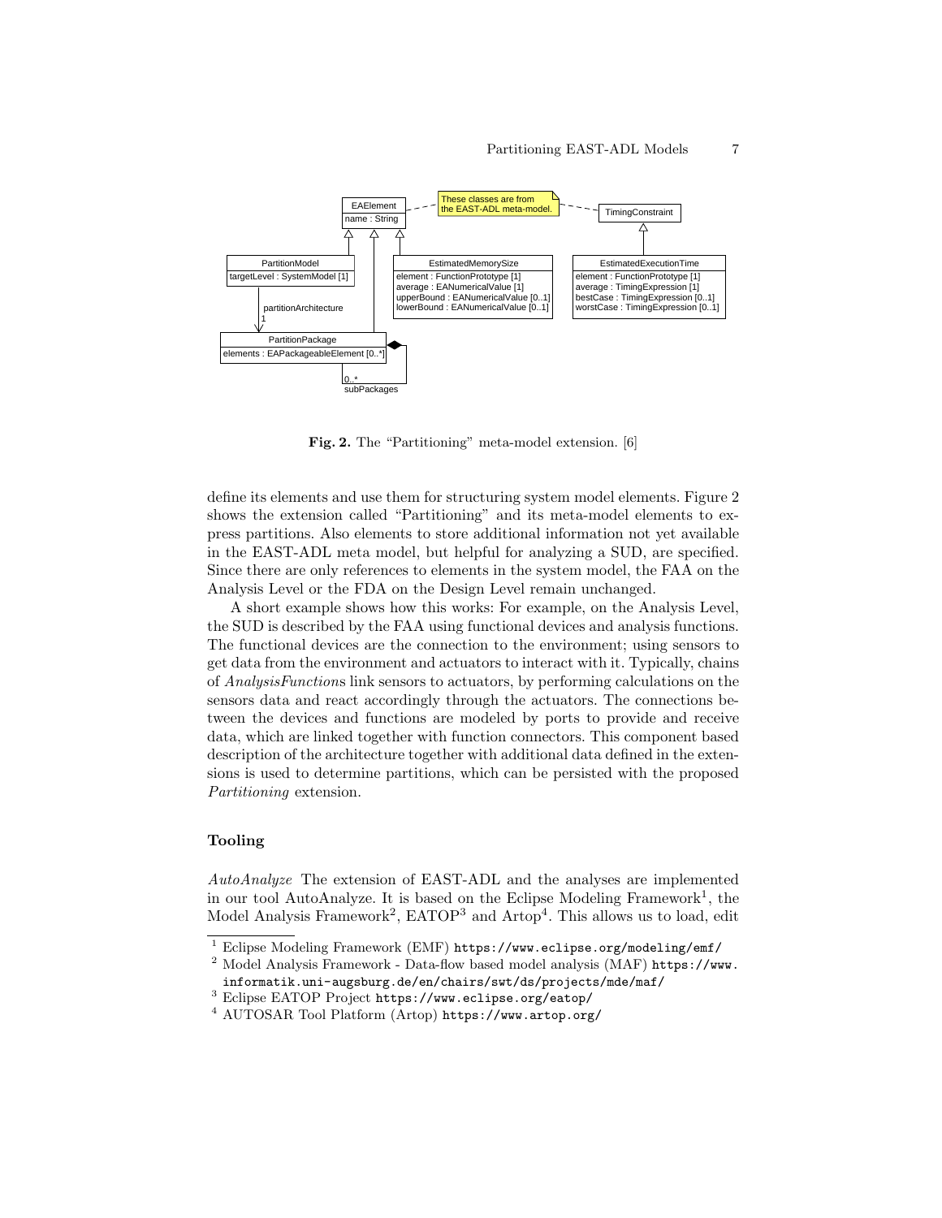Fig. 2. The “Partitioning” meta-model extension. [6]

define its elements and use them for structuring system model elements. Figure 2 shows the extension called “Partitioning” and its meta-model elements to express partitions. Also elements to store additional information not yet available in the EAST-ADL meta model, but helpful for analyzing a SUD, are specified. Since there are only references to elements in the system model, the FAA on the Analysis Level or the FDA on the Design Level remain unchanged.

A short example shows how this works: For example, on the Analysis Level, the SUD is described by the FAA using functional devices and analysis functions. The functional devices are the connection to the environment; using sensors to get data from the environment and actuators to interact with it. Typically, chains of *AnalysisFunctions* link sensors to actuators, by performing calculations on the sensors data and react accordingly through the actuators. The connections between the devices and functions are modeled by ports to provide and receive data, which are linked together with function connectors. This component based description of the architecture together with additional data defined in the extensions is used to determine partitions, which can be persisted with the proposed *Partitioning* extension.

**Tooling**

*AutoAnalyze* The extension of EAST-ADL and the analyses are implemented in our tool AutoAnalyze. It is based on the Eclipse Modeling Framework[1], the Model Analysis Framework[2], EATOP[3] and Artop[4]. This allows us to load, edit

[1] Eclipse Modeling Framework (EMF) `https://www.eclipse.org/modeling/emf/`

[2] Model Analysis Framework - Data-flow based model analysis (MAF) `https://www.informatik.uni-augsburg.de/en/chairs/swt/ds/projects/mde/maf/`

[3] Eclipse EATOP Project `https://www.eclipse.org/eatop/`

[4] AUTOSAR Tool Platform (Artop) `https://www.artop.org/`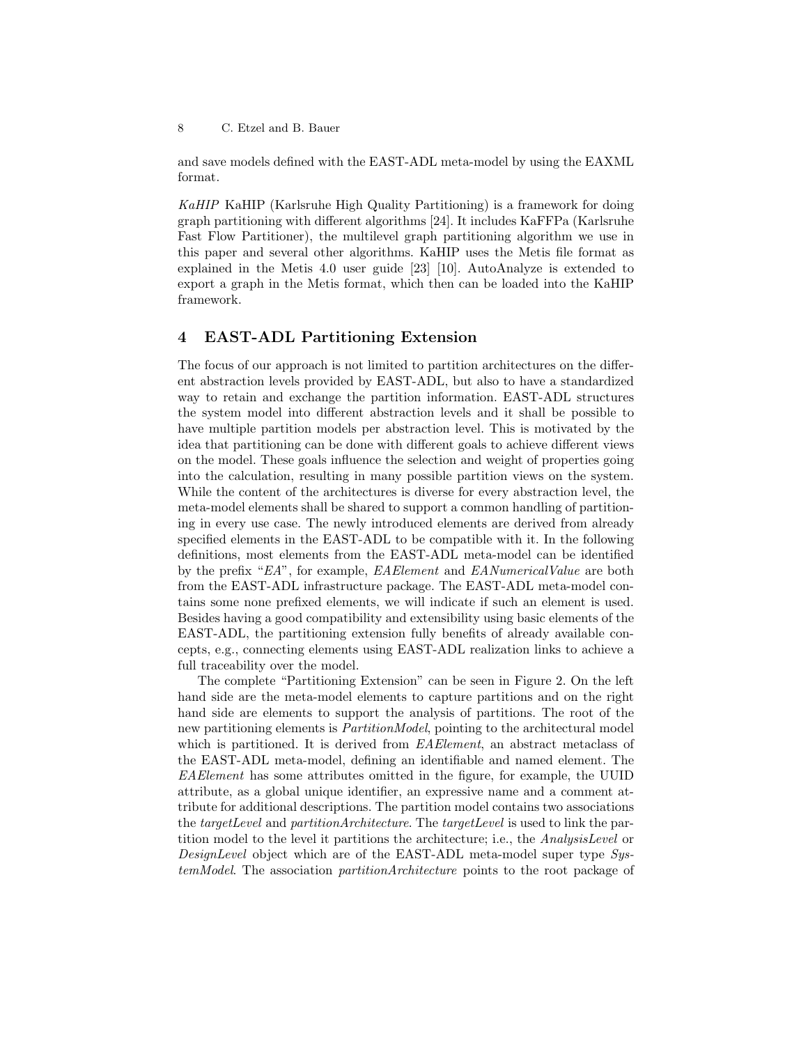and save models defined with the EAST-ADL meta-model by using the EAXML format.

*KaHIP* KaHIP (Karlsruhe High Quality Partitioning) is a framework for doing graph partitioning with different algorithms [24]. It includes KaFFPa (Karlsruhe Fast Flow Partitioner), the multilevel graph partitioning algorithm we use in this paper and several other algorithms. KaHIP uses the Metis file format as explained in the Metis 4.0 user guide [23] [10]. AutoAnalyze is extended to export a graph in the Metis format, which then can be loaded into the KaHIP framework.

## 4 EAST-ADL Partitioning Extension

The focus of our approach is not limited to partition architectures on the different abstraction levels provided by EAST-ADL, but also to have a standardized way to retain and exchange the partition information. EAST-ADL structures the system model into different abstraction levels and it shall be possible to have multiple partition models per abstraction level. This is motivated by the idea that partitioning can be done with different goals to achieve different views on the model. These goals influence the selection and weight of properties going into the calculation, resulting in many possible partition views on the system. While the content of the architectures is diverse for every abstraction level, the meta-model elements shall be shared to support a common handling of partitioning in every use case. The newly introduced elements are derived from already specified elements in the EAST-ADL to be compatible with it. In the following definitions, most elements from the EAST-ADL meta-model can be identified by the prefix "*EA*", for example, *EAElement* and *EANumericalValue* are both from the EAST-ADL infrastructure package. The EAST-ADL meta-model contains some none prefixed elements, we will indicate if such an element is used. Besides having a good compatibility and extensibility using basic elements of the EAST-ADL, the partitioning extension fully benefits of already available concepts, e.g., connecting elements using EAST-ADL realization links to achieve a full traceability over the model.

The complete "Partitioning Extension" can be seen in Figure 2. On the left hand side are the meta-model elements to capture partitions and on the right hand side are elements to support the analysis of partitions. The root of the new partitioning elements is *PartitionModel*, pointing to the architectural model which is partitioned. It is derived from *EAElement*, an abstract metaclass of the EAST-ADL meta-model, defining an identifiable and named element. The *EAElement* has some attributes omitted in the figure, for example, the UUID attribute, as a global unique identifier, an expressive name and a comment attribute for additional descriptions. The partition model contains two associations the *targetLevel* and *partitionArchitecture*. The *targetLevel* is used to link the partition model to the level it partitions the architecture; i.e., the *AnalysisLevel* or *DesignLevel* object which are of the EAST-ADL meta-model super type *SystemModel*. The association *partitionArchitecture* points to the root package of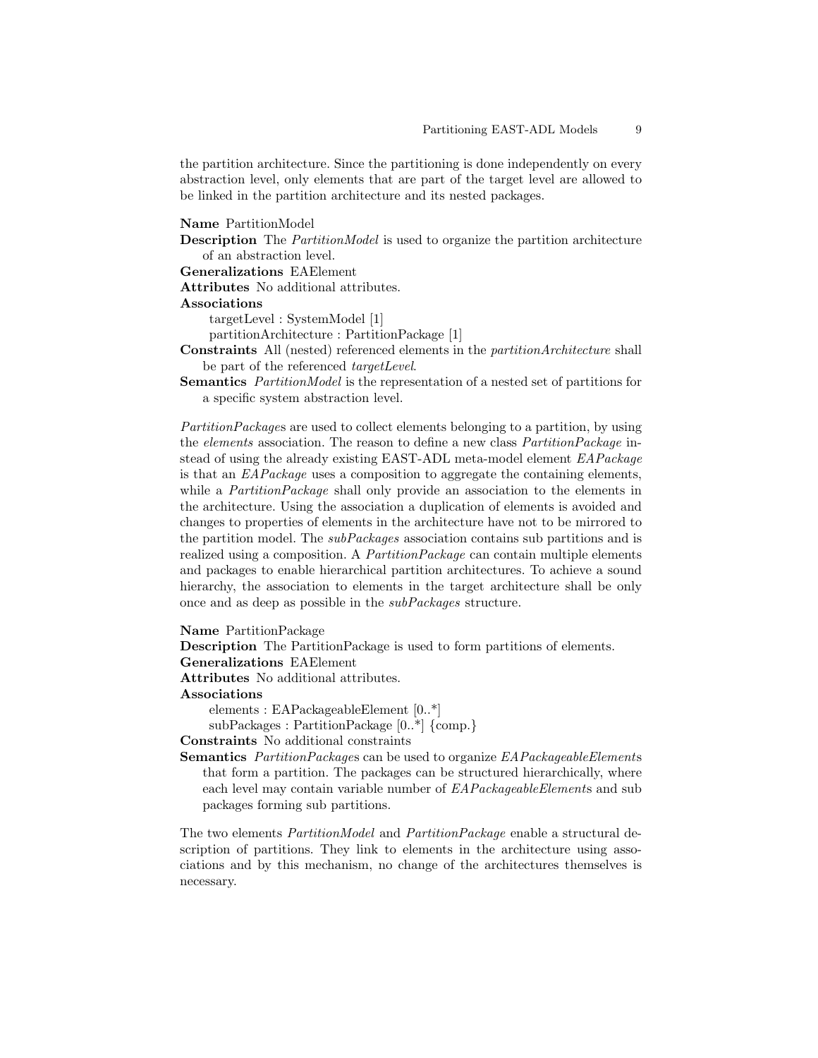the partition architecture. Since the partitioning is done independently on every abstraction level, only elements that are part of the target level are allowed to be linked in the partition architecture and its nested packages.

**Name** PartitionModel

**Description** The *PartitionModel* is used to organize the partition architecture of an abstraction level.

**Generalizations** EAElement

**Attributes** No additional attributes.

**Associations**

targetLevel : SystemModel [1]
partitionArchitecture : PartitionPackage [1]

**Constraints** All (nested) referenced elements in the *partitionArchitecture* shall be part of the referenced *targetLevel*.

**Semantics** *PartitionModel* is the representation of a nested set of partitions for a specific system abstraction level.

*PartitionPackage*s are used to collect elements belonging to a partition, by using the *elements* association. The reason to define a new class *PartitionPackage* instead of using the already existing EAST-ADL meta-model element *EAPackage* is that an *EAPackage* uses a composition to aggregate the containing elements, while a *PartitionPackage* shall only provide an association to the elements in the architecture. Using the association a duplication of elements is avoided and changes to properties of elements in the architecture have not to be mirrored to the partition model. The *subPackages* association contains sub partitions and is realized using a composition. A *PartitionPackage* can contain multiple elements and packages to enable hierarchical partition architectures. To achieve a sound hierarchy, the association to elements in the target architecture shall be only once and as deep as possible in the *subPackages* structure.

**Name** PartitionPackage

**Description** The PartitionPackage is used to form partitions of elements.

**Generalizations** EAElement

**Attributes** No additional attributes.

**Associations**

elements : EAPackageableElement [0..*]
subPackages : PartitionPackage [0..*] {comp.}

**Constraints** No additional constraints

**Semantics** *PartitionPackage*s can be used to organize *EAPackageableElement*s that form a partition. The packages can be structured hierarchically, where each level may contain variable number of *EAPackageableElement*s and sub packages forming sub partitions.

The two elements *PartitionModel* and *PartitionPackage* enable a structural description of partitions. They link to elements in the architecture using associations and by this mechanism, no change of the architectures themselves is necessary.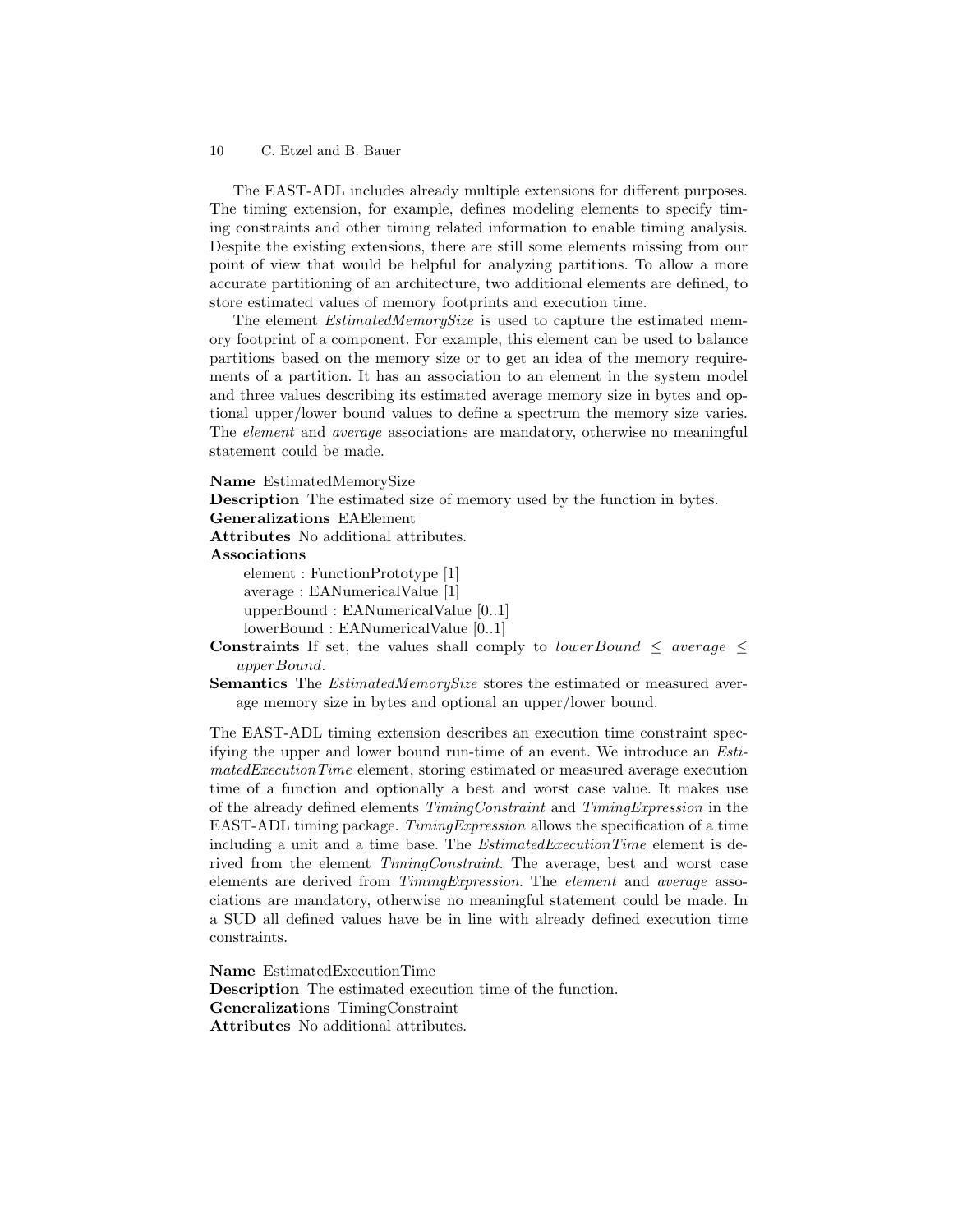The EAST-ADL includes already multiple extensions for different purposes. The timing extension, for example, defines modeling elements to specify timing constraints and other timing related information to enable timing analysis. Despite the existing extensions, there are still some elements missing from our point of view that would be helpful for analyzing partitions. To allow a more accurate partitioning of an architecture, two additional elements are defined, to store estimated values of memory footprints and execution time.

The element *EstimatedMemorySize* is used to capture the estimated memory footprint of a component. For example, this element can be used to balance partitions based on the memory size or to get an idea of the memory requirements of a partition. It has an association to an element in the system model and three values describing its estimated average memory size in bytes and optional upper/lower bound values to define a spectrum the memory size varies. The *element* and *average* associations are mandatory, otherwise no meaningful statement could be made.

**Name** EstimatedMemorySize
**Description** The estimated size of memory used by the function in bytes.
**Generalizations** EAElement
**Attributes** No additional attributes.
**Associations**

element : FunctionPrototype [1]
average : EANumericalValue [1]
upperBound : EANumericalValue [0..1]
lowerBound : EANumericalValue [0..1]

**Constraints** If set, the values shall comply to $lowerBound \leq average \leq upperBound$.

**Semantics** The *EstimatedMemorySize* stores the estimated or measured average memory size in bytes and optional an upper/lower bound.

The EAST-ADL timing extension describes an execution time constraint specifying the upper and lower bound run-time of an event. We introduce an *EstimatedExecutionTime* element, storing estimated or measured average execution time of a function and optionally a best and worst case value. It makes use of the already defined elements *TimingConstraint* and *TimingExpression* in the EAST-ADL timing package. *TimingExpression* allows the specification of a time including a unit and a time base. The *EstimatedExecutionTime* element is derived from the element *TimingConstraint*. The average, best and worst case elements are derived from *TimingExpression*. The *element* and *average* associations are mandatory, otherwise no meaningful statement could be made. In a SUD all defined values have be in line with already defined execution time constraints.

**Name** EstimatedExecutionTime
**Description** The estimated execution time of the function.
**Generalizations** TimingConstraint
**Attributes** No additional attributes.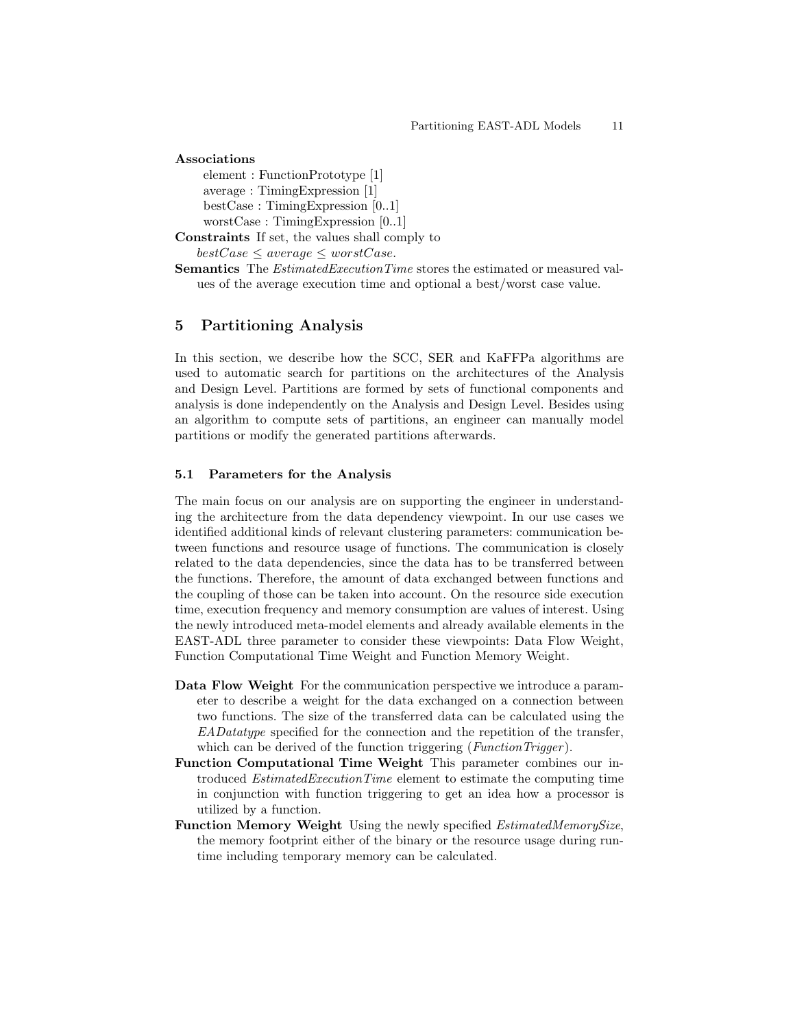**Associations**

element : FunctionPrototype [1]
average : TimingExpression [1]
bestCase : TimingExpression [0..1]
worstCase : TimingExpression [0..1]

**Constraints** If set, the values shall comply to $bestCase \leq average \leq worstCase$.

**Semantics** The *EstimatedExecutionTime* stores the estimated or measured values of the average execution time and optional a best/worst case value.

## 5 Partitioning Analysis

In this section, we describe how the SCC, SER and KaFFPa algorithms are used to automatic search for partitions on the architectures of the Analysis and Design Level. Partitions are formed by sets of functional components and analysis is done independently on the Analysis and Design Level. Besides using an algorithm to compute sets of partitions, an engineer can manually model partitions or modify the generated partitions afterwards.

### 5.1 Parameters for the Analysis

The main focus on our analysis are on supporting the engineer in understanding the architecture from the data dependency viewpoint. In our use cases we identified additional kinds of relevant clustering parameters: communication between functions and resource usage of functions. The communication is closely related to the data dependencies, since the data has to be transferred between the functions. Therefore, the amount of data exchanged between functions and the coupling of those can be taken into account. On the resource side execution time, execution frequency and memory consumption are values of interest. Using the newly introduced meta-model elements and already available elements in the EAST-ADL three parameter to consider these viewpoints: Data Flow Weight, Function Computational Time Weight and Function Memory Weight.

**Data Flow Weight** For the communication perspective we introduce a parameter to describe a weight for the data exchanged on a connection between two functions. The size of the transferred data can be calculated using the *EADatatype* specified for the connection and the repetition of the transfer, which can be derived of the function triggering (*FunctionTrigger*).

**Function Computational Time Weight** This parameter combines our introduced *EstimatedExecutionTime* element to estimate the computing time in conjunction with function triggering to get an idea how a processor is utilized by a function.

**Function Memory Weight** Using the newly specified *EstimatedMemorySize*, the memory footprint either of the binary or the resource usage during runtime including temporary memory can be calculated.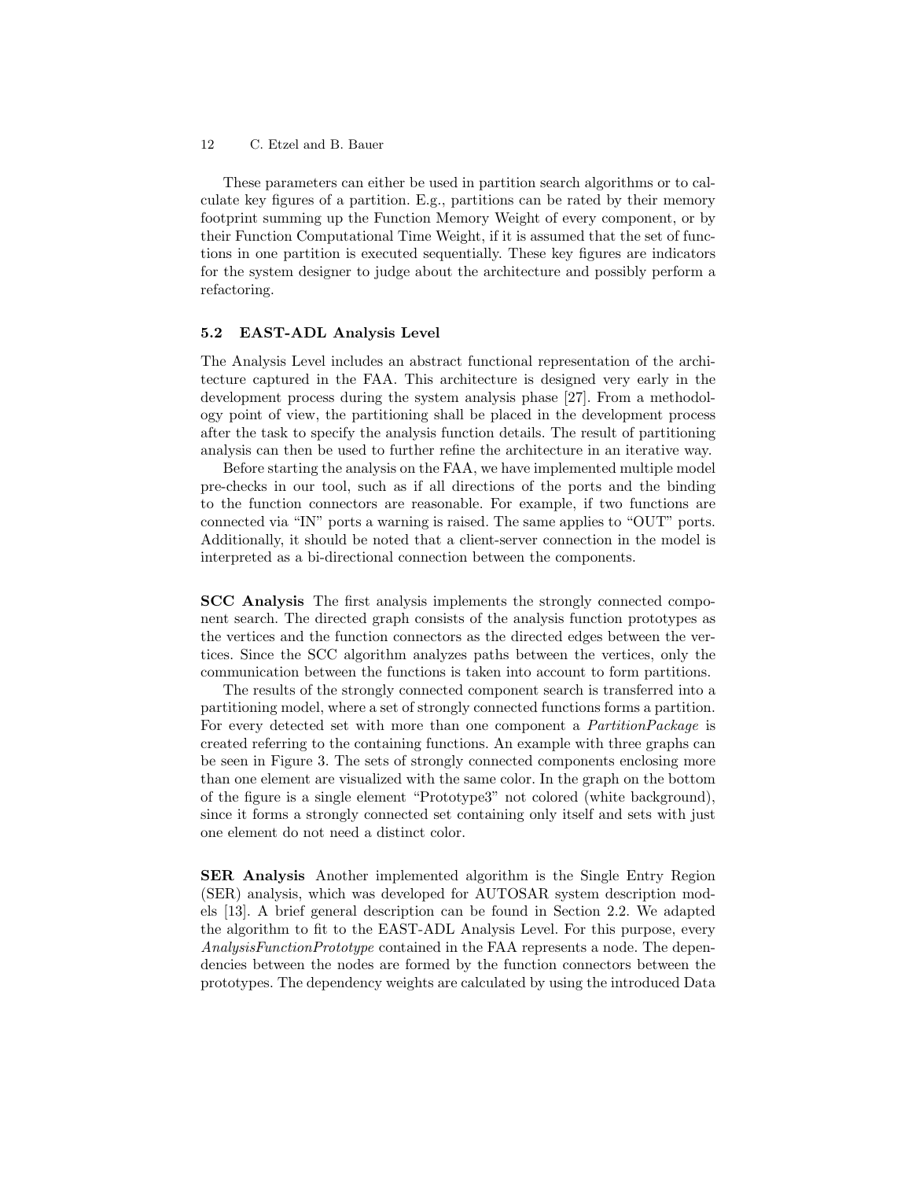These parameters can either be used in partition search algorithms or to calculate key figures of a partition. E.g., partitions can be rated by their memory footprint summing up the Function Memory Weight of every component, or by their Function Computational Time Weight, if it is assumed that the set of functions in one partition is executed sequentially. These key figures are indicators for the system designer to judge about the architecture and possibly perform a refactoring.

### 5.2 EAST-ADL Analysis Level

The Analysis Level includes an abstract functional representation of the architecture captured in the FAA. This architecture is designed very early in the development process during the system analysis phase [27]. From a methodology point of view, the partitioning shall be placed in the development process after the task to specify the analysis function details. The result of partitioning analysis can then be used to further refine the architecture in an iterative way.

Before starting the analysis on the FAA, we have implemented multiple model pre-checks in our tool, such as if all directions of the ports and the binding to the function connectors are reasonable. For example, if two functions are connected via "IN" ports a warning is raised. The same applies to "OUT" ports. Additionally, it should be noted that a client-server connection in the model is interpreted as a bi-directional connection between the components.

**SCC Analysis** The first analysis implements the strongly connected component search. The directed graph consists of the analysis function prototypes as the vertices and the function connectors as the directed edges between the vertices. Since the SCC algorithm analyzes paths between the vertices, only the communication between the functions is taken into account to form partitions.

The results of the strongly connected component search is transferred into a partitioning model, where a set of strongly connected functions forms a partition. For every detected set with more than one component a *PartitionPackage* is created referring to the containing functions. An example with three graphs can be seen in Figure 3. The sets of strongly connected components enclosing more than one element are visualized with the same color. In the graph on the bottom of the figure is a single element "Prototype3" not colored (white background), since it forms a strongly connected set containing only itself and sets with just one element do not need a distinct color.

**SER Analysis** Another implemented algorithm is the Single Entry Region (SER) analysis, which was developed for AUTOSAR system description models [13]. A brief general description can be found in Section 2.2. We adapted the algorithm to fit to the EAST-ADL Analysis Level. For this purpose, every *AnalysisFunctionPrototype* contained in the FAA represents a node. The dependencies between the nodes are formed by the function connectors between the prototypes. The dependency weights are calculated by using the introduced Data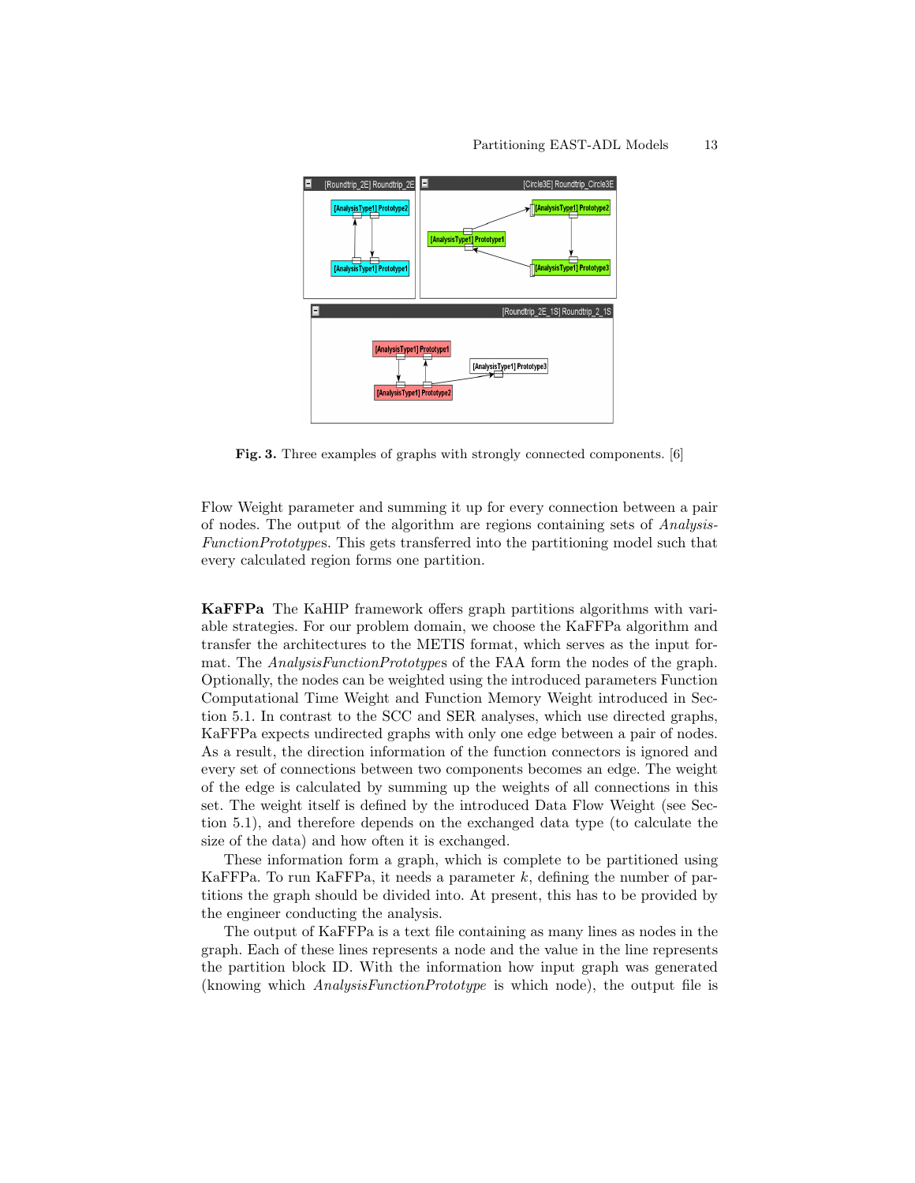**Fig. 3.** Three examples of graphs with strongly connected components. [6]

Flow Weight parameter and summing it up for every connection between a pair of nodes. The output of the algorithm are regions containing sets of *AnalysisFunctionPrototype*s. This gets transferred into the partitioning model such that every calculated region forms one partition.

**KaFFPa** The KaHIP framework offers graph partitions algorithms with variable strategies. For our problem domain, we choose the KaFFPa algorithm and transfer the architectures to the METIS format, which serves as the input format. The *AnalysisFunctionPrototype*s of the FAA form the nodes of the graph. Optionally, the nodes can be weighted using the introduced parameters Function Computational Time Weight and Function Memory Weight introduced in Section 5.1. In contrast to the SCC and SER analyses, which use directed graphs, KaFFPa expects undirected graphs with only one edge between a pair of nodes. As a result, the direction information of the function connectors is ignored and every set of connections between two components becomes an edge. The weight of the edge is calculated by summing up the weights of all connections in this set. The weight itself is defined by the introduced Data Flow Weight (see Section 5.1), and therefore depends on the exchanged data type (to calculate the size of the data) and how often it is exchanged.

These information form a graph, which is complete to be partitioned using KaFFPa. To run KaFFPa, it needs a parameter $k$, defining the number of partitions the graph should be divided into. At present, this has to be provided by the engineer conducting the analysis.

The output of KaFFPa is a text file containing as many lines as nodes in the graph. Each of these lines represents a node and the value in the line represents the partition block ID. With the information how input graph was generated (knowing which *AnalysisFunctionPrototype* is which node), the output file is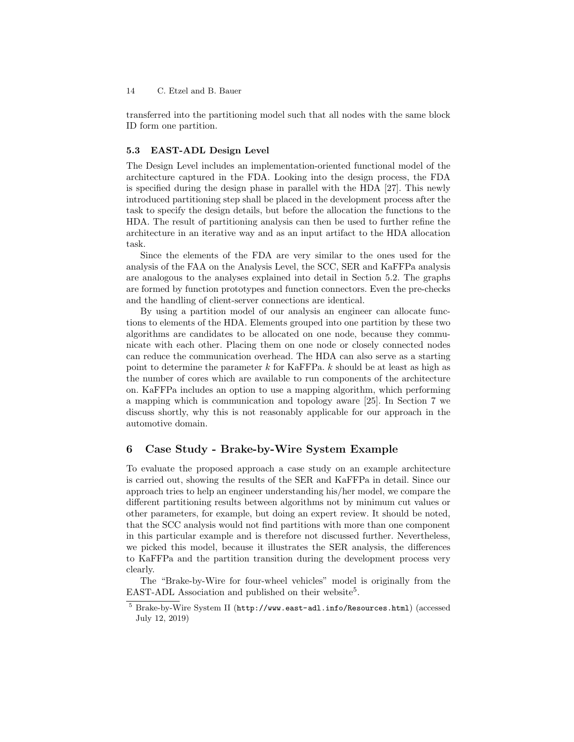transferred into the partitioning model such that all nodes with the same block ID form one partition.

### 5.3 EAST-ADL Design Level

The Design Level includes an implementation-oriented functional model of the architecture captured in the FDA. Looking into the design process, the FDA is specified during the design phase in parallel with the HDA [27]. This newly introduced partitioning step shall be placed in the development process after the task to specify the design details, but before the allocation the functions to the HDA. The result of partitioning analysis can then be used to further refine the architecture in an iterative way and as an input artifact to the HDA allocation task.

Since the elements of the FDA are very similar to the ones used for the analysis of the FAA on the Analysis Level, the SCC, SER and KaFFPa analysis are analogous to the analyses explained into detail in Section 5.2. The graphs are formed by function prototypes and function connectors. Even the pre-checks and the handling of client-server connections are identical.

By using a partition model of our analysis an engineer can allocate functions to elements of the HDA. Elements grouped into one partition by these two algorithms are candidates to be allocated on one node, because they communicate with each other. Placing them on one node or closely connected nodes can reduce the communication overhead. The HDA can also serve as a starting point to determine the parameter $k$ for KaFFPa. $k$ should be at least as high as the number of cores which are available to run components of the architecture on. KaFFPa includes an option to use a mapping algorithm, which performing a mapping which is communication and topology aware [25]. In Section 7 we discuss shortly, why this is not reasonably applicable for our approach in the automotive domain.

## 6 Case Study - Brake-by-Wire System Example

To evaluate the proposed approach a case study on an example architecture is carried out, showing the results of the SER and KaFFPa in detail. Since our approach tries to help an engineer understanding his/her model, we compare the different partitioning results between algorithms not by minimum cut values or other parameters, for example, but doing an expert review. It should be noted, that the SCC analysis would not find partitions with more than one component in this particular example and is therefore not discussed further. Nevertheless, we picked this model, because it illustrates the SER analysis, the differences to KaFFPa and the partition transition during the development process very clearly.

The "Brake-by-Wire for four-wheel vehicles" model is originally from the EAST-ADL Association and published on their website[5].

[5] Brake-by-Wire System II (`http://www.east-adl.info/Resources.html`) (accessed July 12, 2019)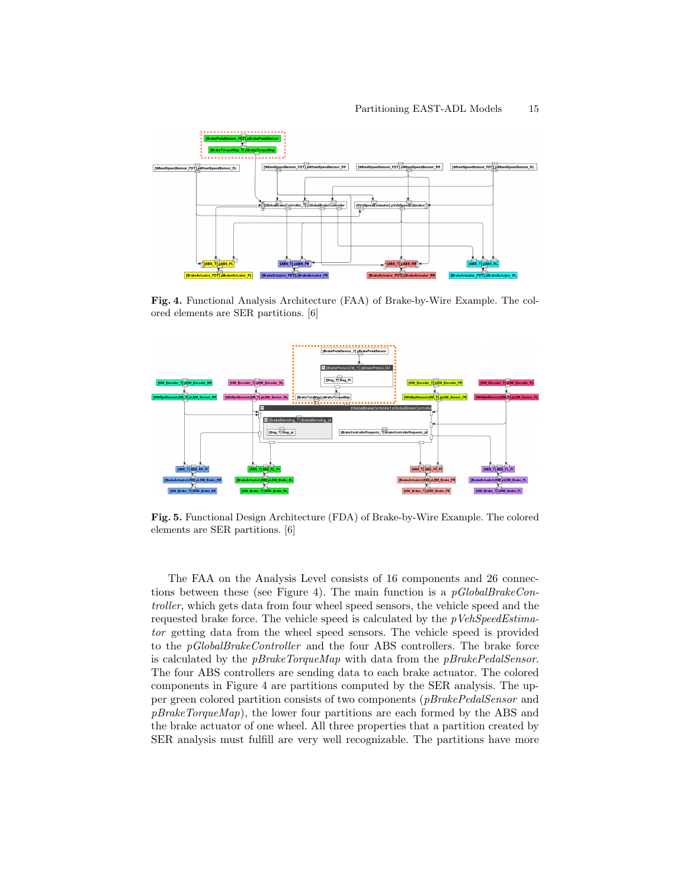**Fig. 4.** Functional Analysis Architecture (FAA) of Brake-by-Wire Example. The colored elements are SER partitions. [6]

**Fig. 5.** Functional Design Architecture (FDA) of Brake-by-Wire Example. The colored elements are SER partitions. [6]

The FAA on the Analysis Level consists of 16 components and 26 connections between these (see Figure 4). The main function is a *pGlobalBrakeController*, which gets data from four wheel speed sensors, the vehicle speed and the requested brake force. The vehicle speed is calculated by the *pVehSpeedEstimator* getting data from the wheel speed sensors. The vehicle speed is provided to the *pGlobalBrakeController* and the four ABS controllers. The brake force is calculated by the *pBrakeTorqueMap* with data from the *pBrakePedalSensor*. The four ABS controllers are sending data to each brake actuator. The colored components in Figure 4 are partitions computed by the SER analysis. The upper green colored partition consists of two components (*pBrakePedalSensor* and *pBrakeTorqueMap*), the lower four partitions are each formed by the ABS and the brake actuator of one wheel. All three properties that a partition created by SER analysis must fulfill are very well recognizable. The partitions have more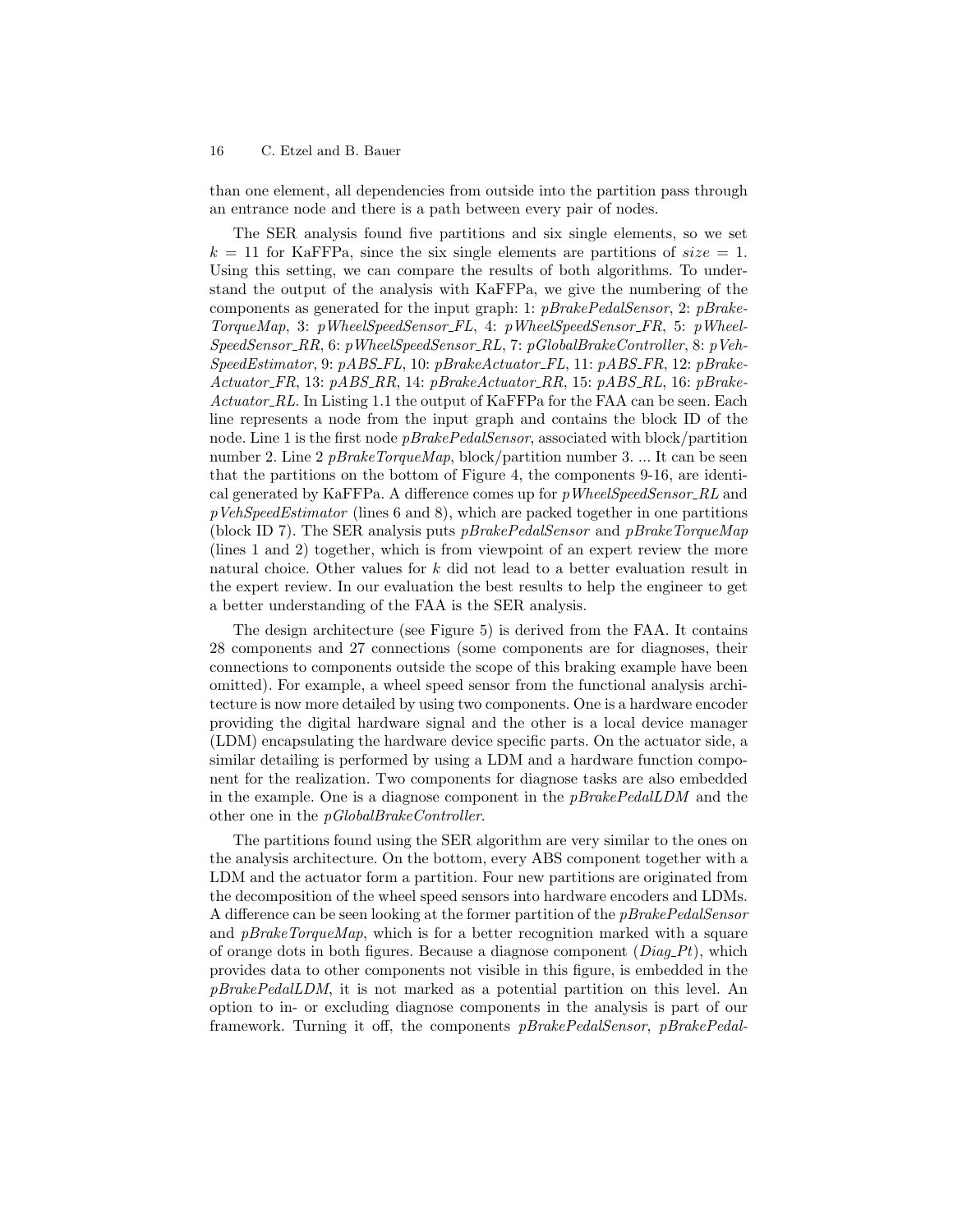than one element, all dependencies from outside into the partition pass through an entrance node and there is a path between every pair of nodes.

The SER analysis found five partitions and six single elements, so we set $k = 11$ for KaFFPa, since the six single elements are partitions of $size = 1$. Using this setting, we can compare the results of both algorithms. To understand the output of the analysis with KaFFPa, we give the numbering of the components as generated for the input graph: 1: *pBrakePedalSensor*, 2: *pBrakeTorqueMap*, 3: *pWheelSpeedSensor_FL*, 4: *pWheelSpeedSensor_FR*, 5: *pWheelSpeedSensor_RR*, 6: *pWheelSpeedSensor_RL*, 7: *pGlobalBrakeController*, 8: *pVehSpeedEstimator*, 9: *pABS_FL*, 10: *pBrakeActuator_FL*, 11: *pABS_FR*, 12: *pBrakeActuator_FR*, 13: *pABS_RR*, 14: *pBrakeActuator_RR*, 15: *pABS_RL*, 16: *pBrakeActuator_RL*. In Listing 1.1 the output of KaFFPa for the FAA can be seen. Each line represents a node from the input graph and contains the block ID of the node. Line 1 is the first node *pBrakePedalSensor*, associated with block/partition number 2. Line 2 *pBrakeTorqueMap*, block/partition number 3. ... It can be seen that the partitions on the bottom of Figure 4, the components 9-16, are identical generated by KaFFPa. A difference comes up for *pWheelSpeedSensor_RL* and *pVehSpeedEstimator* (lines 6 and 8), which are packed together in one partitions (block ID 7). The SER analysis puts *pBrakePedalSensor* and *pBrakeTorqueMap* (lines 1 and 2) together, which is from viewpoint of an expert review the more natural choice. Other values for $k$ did not lead to a better evaluation result in the expert review. In our evaluation the best results to help the engineer to get a better understanding of the FAA is the SER analysis.

The design architecture (see Figure 5) is derived from the FAA. It contains 28 components and 27 connections (some components are for diagnoses, their connections to components outside the scope of this braking example have been omitted). For example, a wheel speed sensor from the functional analysis architecture is now more detailed by using two components. One is a hardware encoder providing the digital hardware signal and the other is a local device manager (LDM) encapsulating the hardware device specific parts. On the actuator side, a similar detailing is performed by using a LDM and a hardware function component for the realization. Two components for diagnose tasks are also embedded in the example. One is a diagnose component in the *pBrakePedalLDM* and the other one in the *pGlobalBrakeController*.

The partitions found using the SER algorithm are very similar to the ones on the analysis architecture. On the bottom, every ABS component together with a LDM and the actuator form a partition. Four new partitions are originated from the decomposition of the wheel speed sensors into hardware encoders and LDMs. A difference can be seen looking at the former partition of the *pBrakePedalSensor* and *pBrakeTorqueMap*, which is for a better recognition marked with a square of orange dots in both figures. Because a diagnose component (*Diag_Pt*), which provides data to other components not visible in this figure, is embedded in the *pBrakePedalLDM*, it is not marked as a potential partition on this level. An option to in- or excluding diagnose components in the analysis is part of our framework. Turning it off, the components *pBrakePedalSensor*, *pBrakePedal-*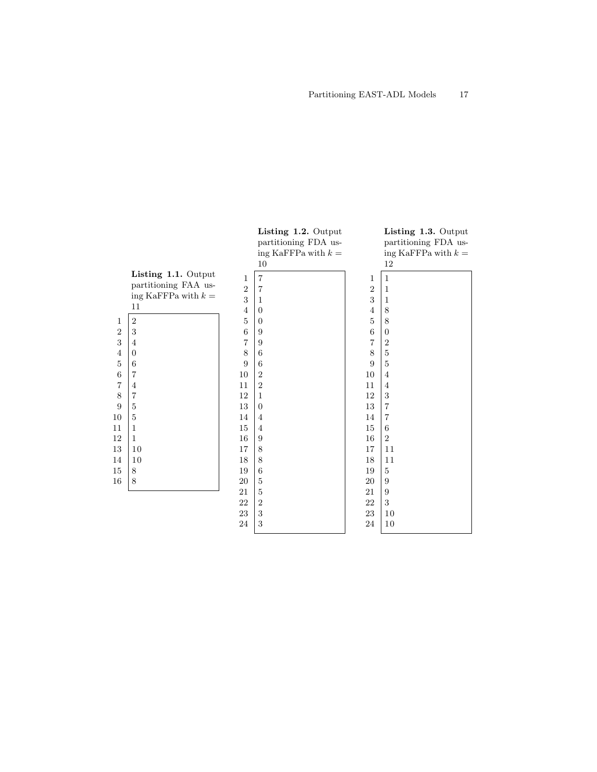**Listing 1.1.** Output partitioning FAA using KaFFPa with $k = 11$

```
2
3
4
0
6
7
4
7
5
5
1
1
10
10
8
8
```

**Listing 1.2.** Output partitioning FDA using KaFFPa with $k = 10$

```
7
7
1
0
0
9
9
6
6
2
2
1
0
4
4
9
8
8
6
5
5
2
3
3
```

**Listing 1.3.** Output partitioning FDA using KaFFPa with $k = 12$

```
1
1
1
8
8
0
2
5
5
4
4
3
7
7
6
2
11
11
5
9
9
3
10
10
```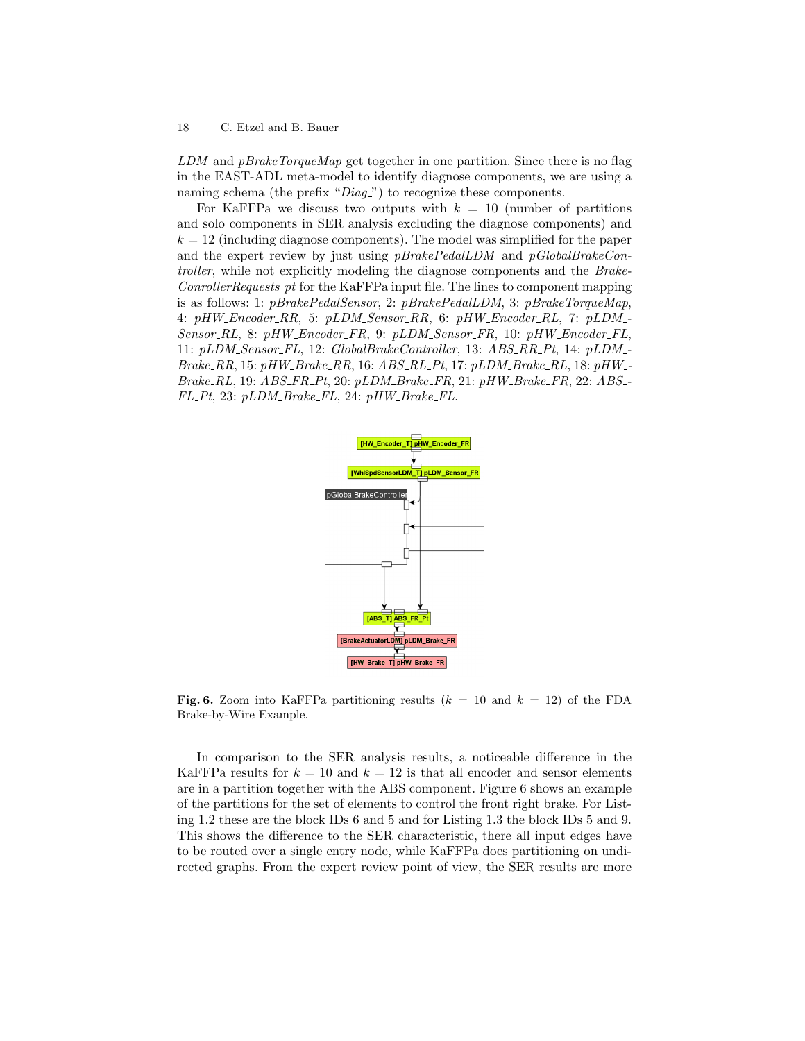*LDM* and *pBrakeTorqueMap* get together in one partition. Since there is no flag in the EAST-ADL meta-model to identify diagnose components, we are using a naming schema (the prefix "*Diag_*") to recognize these components.

For KaFFPa we discuss two outputs with $k = 10$ (number of partitions and solo components in SER analysis excluding the diagnose components) and $k = 12$ (including diagnose components). The model was simplified for the paper and the expert review by just using *pBrakePedalLDM* and *pGlobalBrakeController*, while not explicitly modeling the diagnose components and the *BrakeConrollerRequests_pt* for the KaFFPa input file. The lines to component mapping is as follows: 1: *pBrakePedalSensor*, 2: *pBrakePedalLDM*, 3: *pBrakeTorqueMap*, 4: *pHW_Encoder_RR*, 5: *pLDM_Sensor_RR*, 6: *pHW_Encoder_RL*, 7: *pLDM_Sensor_RL*, 8: *pHW_Encoder_FR*, 9: *pLDM_Sensor_FR*, 10: *pHW_Encoder_FL*, 11: *pLDM_Sensor_FL*, 12: *GlobalBrakeController*, 13: *ABS_RR_Pt*, 14: *pLDM_Brake_RR*, 15: *pHW_Brake_RR*, 16: *ABS_RL_Pt*, 17: *pLDM_Brake_RL*, 18: *pHW_Brake_RL*, 19: *ABS_FR_Pt*, 20: *pLDM_Brake_FR*, 21: *pHW_Brake_FR*, 22: *ABS_FL_Pt*, 23: *pLDM_Brake_FL*, 24: *pHW_Brake_FL*.

**Fig. 6.** Zoom into KaFFPa partitioning results ($k = 10$ and $k = 12$) of the FDA Brake-by-Wire Example.

In comparison to the SER analysis results, a noticeable difference in the KaFFPa results for $k = 10$ and $k = 12$ is that all encoder and sensor elements are in a partition together with the ABS component. Figure 6 shows an example of the partitions for the set of elements to control the front right brake. For Listing 1.2 these are the block IDs 6 and 5 and for Listing 1.3 the block IDs 5 and 9. This shows the difference to the SER characteristic, there all input edges have to be routed over a single entry node, while KaFFPa does partitioning on undirected graphs. From the expert review point of view, the SER results are more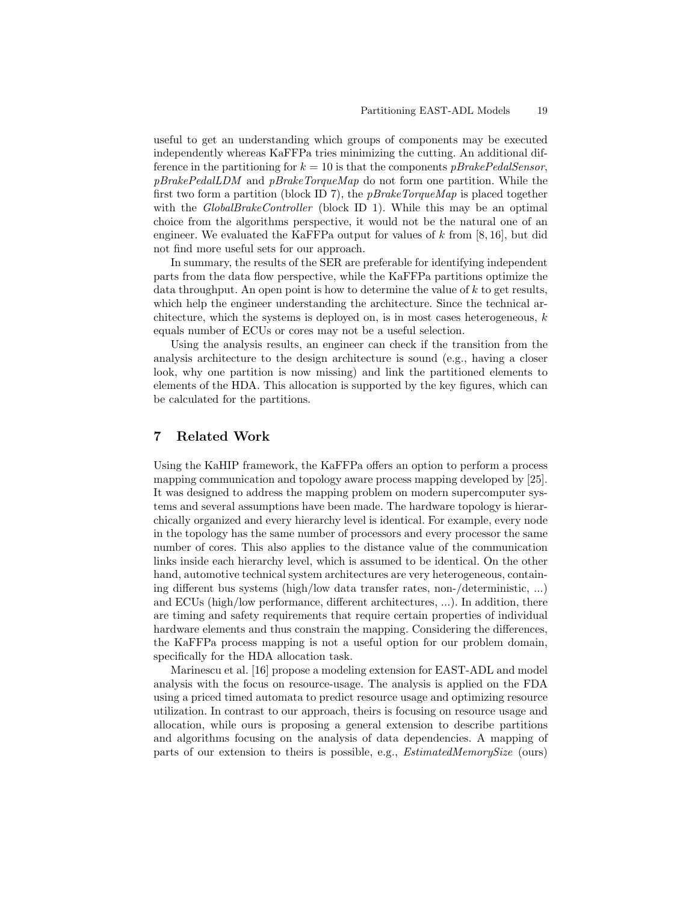useful to get an understanding which groups of components may be executed independently whereas KaFFPa tries minimizing the cutting. An additional difference in the partitioning for $k = 10$ is that the components *pBrakePedalSensor*, *pBrakePedalLDM* and *pBrakeTorqueMap* do not form one partition. While the first two form a partition (block ID 7), the *pBrakeTorqueMap* is placed together with the *GlobalBrakeController* (block ID 1). While this may be an optimal choice from the algorithms perspective, it would not be the natural one of an engineer. We evaluated the KaFFPa output for values of $k$ from $[8, 16]$, but did not find more useful sets for our approach.

In summary, the results of the SER are preferable for identifying independent parts from the data flow perspective, while the KaFFPa partitions optimize the data throughput. An open point is how to determine the value of $k$ to get results, which help the engineer understanding the architecture. Since the technical architecture, which the systems is deployed on, is in most cases heterogeneous, $k$ equals number of ECUs or cores may not be a useful selection.

Using the analysis results, an engineer can check if the transition from the analysis architecture to the design architecture is sound (e.g., having a closer look, why one partition is now missing) and link the partitioned elements to elements of the HDA. This allocation is supported by the key figures, which can be calculated for the partitions.

## 7 Related Work

Using the KaHIP framework, the KaFFPa offers an option to perform a process mapping communication and topology aware process mapping developed by [25]. It was designed to address the mapping problem on modern supercomputer systems and several assumptions have been made. The hardware topology is hierarchically organized and every hierarchy level is identical. For example, every node in the topology has the same number of processors and every processor the same number of cores. This also applies to the distance value of the communication links inside each hierarchy level, which is assumed to be identical. On the other hand, automotive technical system architectures are very heterogeneous, containing different bus systems (high/low data transfer rates, non-/deterministic, ...) and ECUs (high/low performance, different architectures, ...). In addition, there are timing and safety requirements that require certain properties of individual hardware elements and thus constrain the mapping. Considering the differences, the KaFFPa process mapping is not a useful option for our problem domain, specifically for the HDA allocation task.

Marinescu et al. [16] propose a modeling extension for EAST-ADL and model analysis with the focus on resource-usage. The analysis is applied on the FDA using a priced timed automata to predict resource usage and optimizing resource utilization. In contrast to our approach, theirs is focusing on resource usage and allocation, while ours is proposing a general extension to describe partitions and algorithms focusing on the analysis of data dependencies. A mapping of parts of our extension to theirs is possible, e.g., *EstimatedMemorySize* (ours)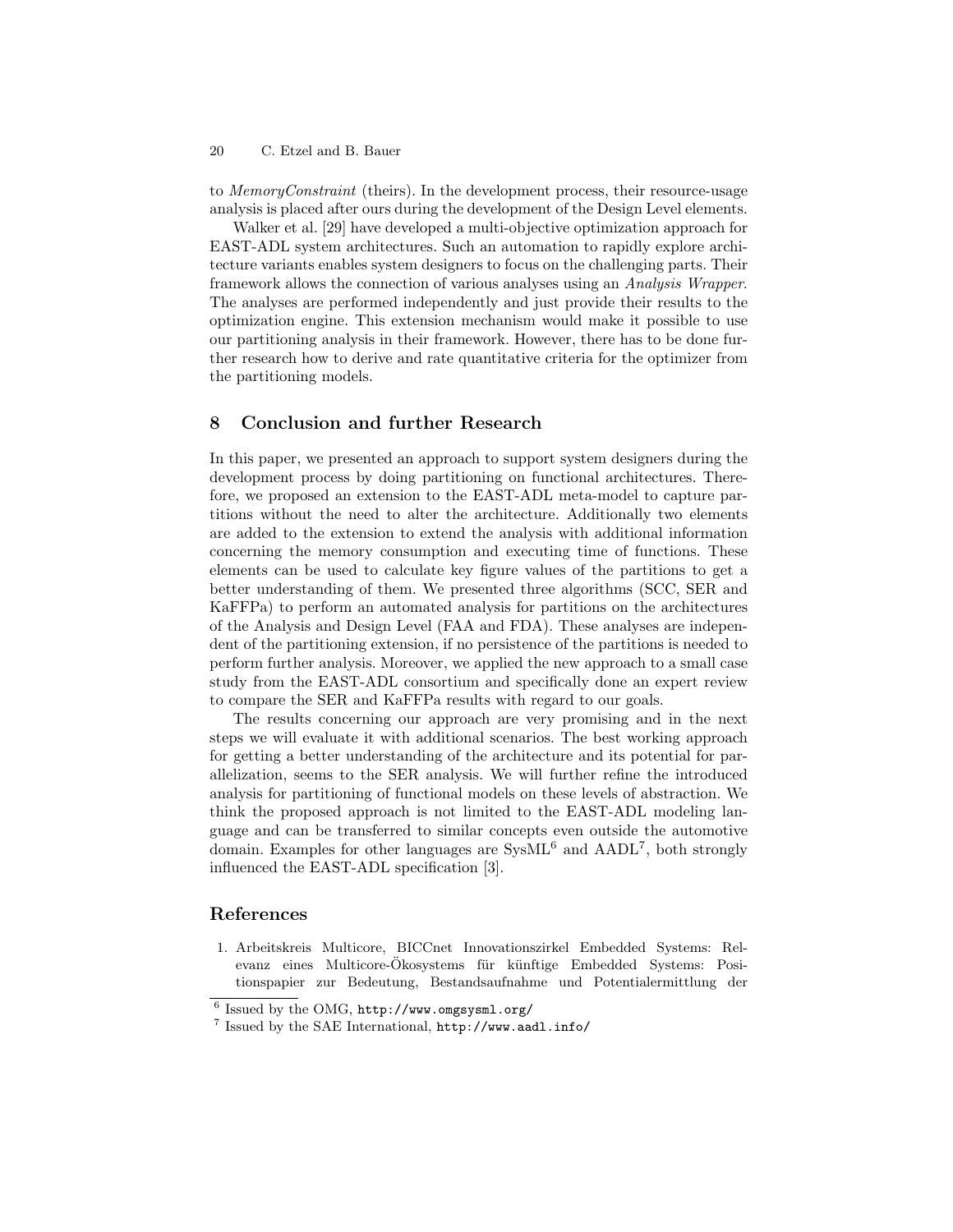to *MemoryConstraint* (theirs). In the development process, their resource-usage analysis is placed after ours during the development of the Design Level elements.

Walker et al. [29] have developed a multi-objective optimization approach for EAST-ADL system architectures. Such an automation to rapidly explore architecture variants enables system designers to focus on the challenging parts. Their framework allows the connection of various analyses using an *Analysis Wrapper*. The analyses are performed independently and just provide their results to the optimization engine. This extension mechanism would make it possible to use our partitioning analysis in their framework. However, there has to be done further research how to derive and rate quantitative criteria for the optimizer from the partitioning models.

## 8 Conclusion and further Research

In this paper, we presented an approach to support system designers during the development process by doing partitioning on functional architectures. Therefore, we proposed an extension to the EAST-ADL meta-model to capture partitions without the need to alter the architecture. Additionally two elements are added to the extension to extend the analysis with additional information concerning the memory consumption and executing time of functions. These elements can be used to calculate key figure values of the partitions to get a better understanding of them. We presented three algorithms (SCC, SER and KaFFPa) to perform an automated analysis for partitions on the architectures of the Analysis and Design Level (FAA and FDA). These analyses are independent of the partitioning extension, if no persistence of the partitions is needed to perform further analysis. Moreover, we applied the new approach to a small case study from the EAST-ADL consortium and specifically done an expert review to compare the SER and KaFFPa results with regard to our goals.

The results concerning our approach are very promising and in the next steps we will evaluate it with additional scenarios. The best working approach for getting a better understanding of the architecture and its potential for parallelization, seems to the SER analysis. We will further refine the introduced analysis for partitioning of functional models on these levels of abstraction. We think the proposed approach is not limited to the EAST-ADL modeling language and can be transferred to similar concepts even outside the automotive domain. Examples for other languages are SysML[6] and AADL[7], both strongly influenced the EAST-ADL specification [3].

## References

1. Arbeitskreis Multicore, BICCnet Innovationszirkel Embedded Systems: Relevanz eines Multicore-Ökosystems für künftige Embedded Systems: Positionspapier zur Bedeutung, Bestandsaufnahme und Potentialermittlung der

---

[6] Issued by the OMG, `http://www.omgsysml.org/`

[7] Issued by the SAE International, `http://www.aadl.info/`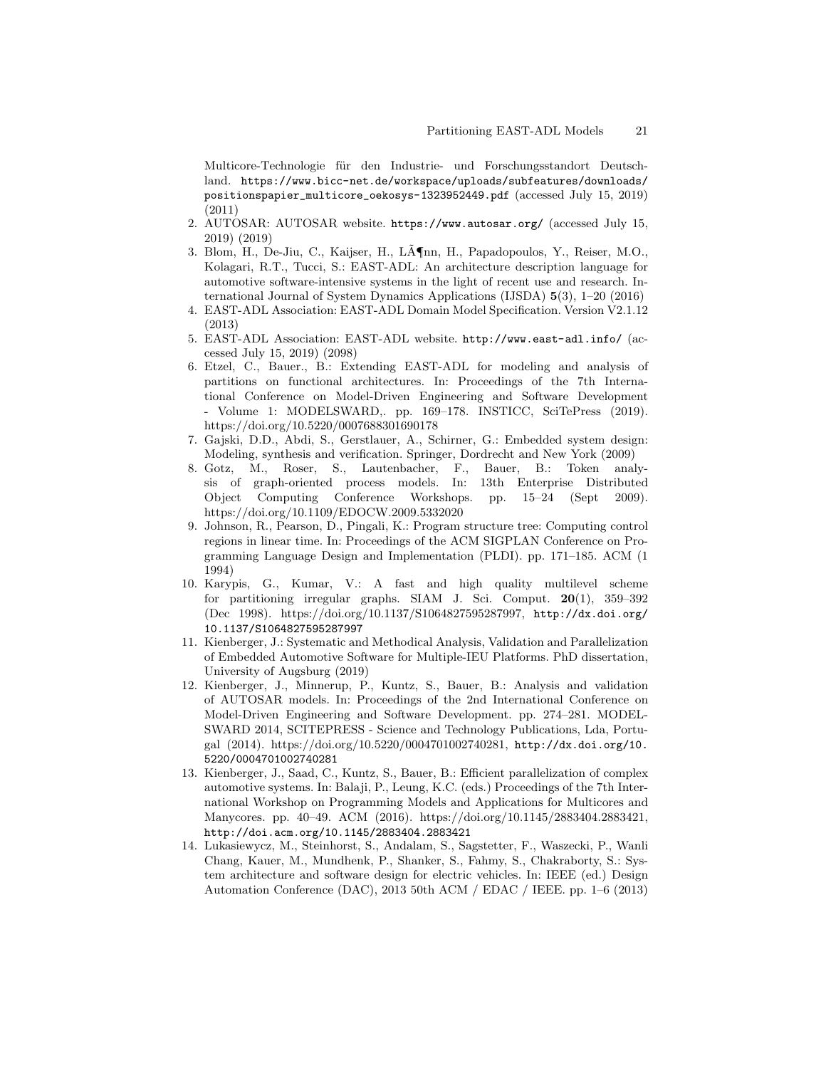Multicore-Technologie für den Industrie- und Forschungsstandort Deutschland. https://www.bicc-net.de/workspace/uploads/subfeatures/downloads/positionspapier_multicore_oekosys-1323952449.pdf (accessed July 15, 2019) (2011)

2. AUTOSAR: AUTOSAR website. https://www.autosar.org/ (accessed July 15, 2019) (2019)
3. Blom, H., De-Jiu, C., Kaijser, H., LÃ¶nn, H., Papadopoulos, Y., Reiser, M.O., Kolagari, R.T., Tucci, S.: EAST-ADL: An architecture description language for automotive software-intensive systems in the light of recent use and research. International Journal of System Dynamics Applications (IJSDA) **5**(3), 1–20 (2016)
4. EAST-ADL Association: EAST-ADL Domain Model Specification. Version V2.1.12 (2013)
5. EAST-ADL Association: EAST-ADL website. http://www.east-adl.info/ (accessed July 15, 2019) (2098)
6. Etzel, C., Bauer., B.: Extending EAST-ADL for modeling and analysis of partitions on functional architectures. In: Proceedings of the 7th International Conference on Model-Driven Engineering and Software Development - Volume 1: MODELSWARD,. pp. 169–178. INSTICC, SciTePress (2019). https://doi.org/10.5220/0007688301690178
7. Gajski, D.D., Abdi, S., Gerstlauer, A., Schirner, G.: Embedded system design: Modeling, synthesis and verification. Springer, Dordrecht and New York (2009)
8. Gotz, M., Roser, S., Lautenbacher, F., Bauer, B.: Token analysis of graph-oriented process models. In: 13th Enterprise Distributed Object Computing Conference Workshops. pp. 15–24 (Sept 2009). https://doi.org/10.1109/EDOCW.2009.5332020
9. Johnson, R., Pearson, D., Pingali, K.: Program structure tree: Computing control regions in linear time. In: Proceedings of the ACM SIGPLAN Conference on Programming Language Design and Implementation (PLDI). pp. 171–185. ACM (1 1994)
10. Karypis, G., Kumar, V.: A fast and high quality multilevel scheme for partitioning irregular graphs. SIAM J. Sci. Comput. **20**(1), 359–392 (Dec 1998). https://doi.org/10.1137/S1064827595287997, http://dx.doi.org/10.1137/S1064827595287997
11. Kienberger, J.: Systematic and Methodical Analysis, Validation and Parallelization of Embedded Automotive Software for Multiple-IEU Platforms. PhD dissertation, University of Augsburg (2019)
12. Kienberger, J., Minnerup, P., Kuntz, S., Bauer, B.: Analysis and validation of AUTOSAR models. In: Proceedings of the 2nd International Conference on Model-Driven Engineering and Software Development. pp. 274–281. MODELSWARD 2014, SCITEPRESS - Science and Technology Publications, Lda, Portugal (2014). https://doi.org/10.5220/0004701002740281, http://dx.doi.org/10.5220/0004701002740281
13. Kienberger, J., Saad, C., Kuntz, S., Bauer, B.: Efficient parallelization of complex automotive systems. In: Balaji, P., Leung, K.C. (eds.) Proceedings of the 7th International Workshop on Programming Models and Applications for Multicores and Manycores. pp. 40–49. ACM (2016). https://doi.org/10.1145/2883404.2883421, http://doi.acm.org/10.1145/2883404.2883421
14. Lukasiewycz, M., Steinhorst, S., Andalam, S., Sagstetter, F., Waszecki, P., Wanli Chang, Kauer, M., Mundhenk, P., Shanker, S., Fahmy, S., Chakraborty, S.: System architecture and software design for electric vehicles. In: IEEE (ed.) Design Automation Conference (DAC), 2013 50th ACM / EDAC / IEEE. pp. 1–6 (2013)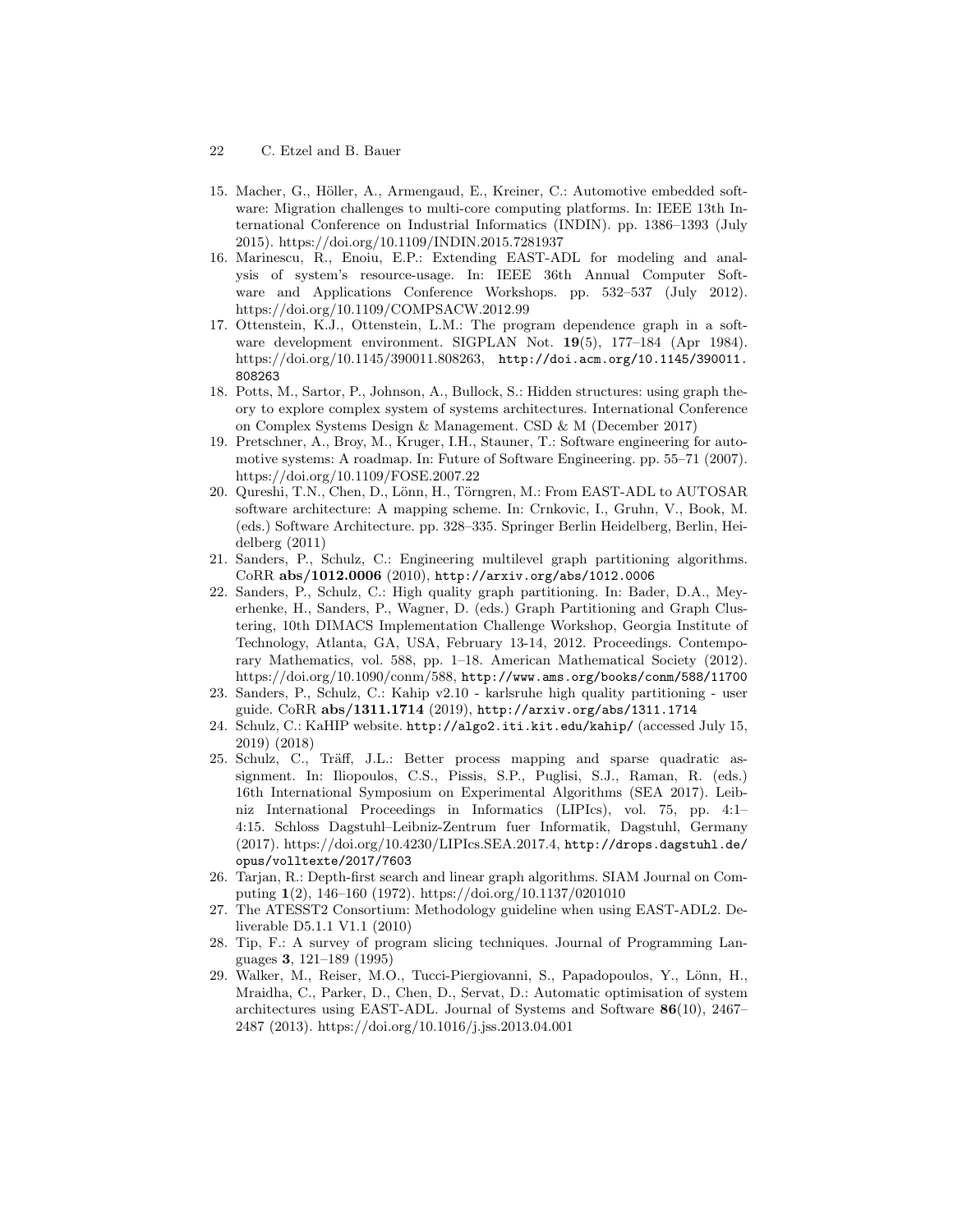15. Macher, G., Höller, A., Armengaud, E., Kreiner, C.: Automotive embedded software: Migration challenges to multi-core computing platforms. In: IEEE 13th International Conference on Industrial Informatics (INDIN). pp. 1386–1393 (July 2015). https://doi.org/10.1109/INDIN.2015.7281937
16. Marinescu, R., Enoiu, E.P.: Extending EAST-ADL for modeling and analysis of system's resource-usage. In: IEEE 36th Annual Computer Software and Applications Conference Workshops. pp. 532–537 (July 2012). https://doi.org/10.1109/COMPSACW.2012.99
17. Ottenstein, K.J., Ottenstein, L.M.: The program dependence graph in a software development environment. SIGPLAN Not. **19**(5), 177–184 (Apr 1984). https://doi.org/10.1145/390011.808263, `http://doi.acm.org/10.1145/390011.808263`
18. Potts, M., Sartor, P., Johnson, A., Bullock, S.: Hidden structures: using graph theory to explore complex system of systems architectures. International Conference on Complex Systems Design & Management. CSD & M (December 2017)
19. Pretschner, A., Broy, M., Kruger, I.H., Stauner, T.: Software engineering for automotive systems: A roadmap. In: Future of Software Engineering. pp. 55–71 (2007). https://doi.org/10.1109/FOSE.2007.22
20. Qureshi, T.N., Chen, D., Lönn, H., Törngren, M.: From EAST-ADL to AUTOSAR software architecture: A mapping scheme. In: Crnkovic, I., Gruhn, V., Book, M. (eds.) Software Architecture. pp. 328–335. Springer Berlin Heidelberg, Berlin, Heidelberg (2011)
21. Sanders, P., Schulz, C.: Engineering multilevel graph partitioning algorithms. CoRR **abs/1012.0006** (2010), `http://arxiv.org/abs/1012.0006`
22. Sanders, P., Schulz, C.: High quality graph partitioning. In: Bader, D.A., Meyerhenke, H., Sanders, P., Wagner, D. (eds.) Graph Partitioning and Graph Clustering, 10th DIMACS Implementation Challenge Workshop, Georgia Institute of Technology, Atlanta, GA, USA, February 13-14, 2012. Proceedings. Contemporary Mathematics, vol. 588, pp. 1–18. American Mathematical Society (2012). https://doi.org/10.1090/conm/588, `http://www.ams.org/books/conm/588/11700`
23. Sanders, P., Schulz, C.: Kahip v2.10 - karlsruhe high quality partitioning - user guide. CoRR **abs/1311.1714** (2019), `http://arxiv.org/abs/1311.1714`
24. Schulz, C.: KaHIP website. `http://algo2.iti.kit.edu/kahip/` (accessed July 15, 2019) (2018)
25. Schulz, C., Träff, J.L.: Better process mapping and sparse quadratic assignment. In: Iliopoulos, C.S., Pissis, S.P., Puglisi, S.J., Raman, R. (eds.) 16th International Symposium on Experimental Algorithms (SEA 2017). Leibniz International Proceedings in Informatics (LIPIcs), vol. 75, pp. 4:1–4:15. Schloss Dagstuhl–Leibniz-Zentrum fuer Informatik, Dagstuhl, Germany (2017). https://doi.org/10.4230/LIPIcs.SEA.2017.4, `http://drops.dagstuhl.de/opus/volltexte/2017/7603`
26. Tarjan, R.: Depth-first search and linear graph algorithms. SIAM Journal on Computing **1**(2), 146–160 (1972). https://doi.org/10.1137/0201010
27. The ATESST2 Consortium: Methodology guideline when using EAST-ADL2. Deliverable D5.1.1 V1.1 (2010)
28. Tip, F.: A survey of program slicing techniques. Journal of Programming Languages **3**, 121–189 (1995)
29. Walker, M., Reiser, M.O., Tucci-Piergiovanni, S., Papadopoulos, Y., Lönn, H., Mraidha, C., Parker, D., Chen, D., Servat, D.: Automatic optimisation of system architectures using EAST-ADL. Journal of Systems and Software **86**(10), 2467–2487 (2013). https://doi.org/10.1016/j.jss.2013.04.001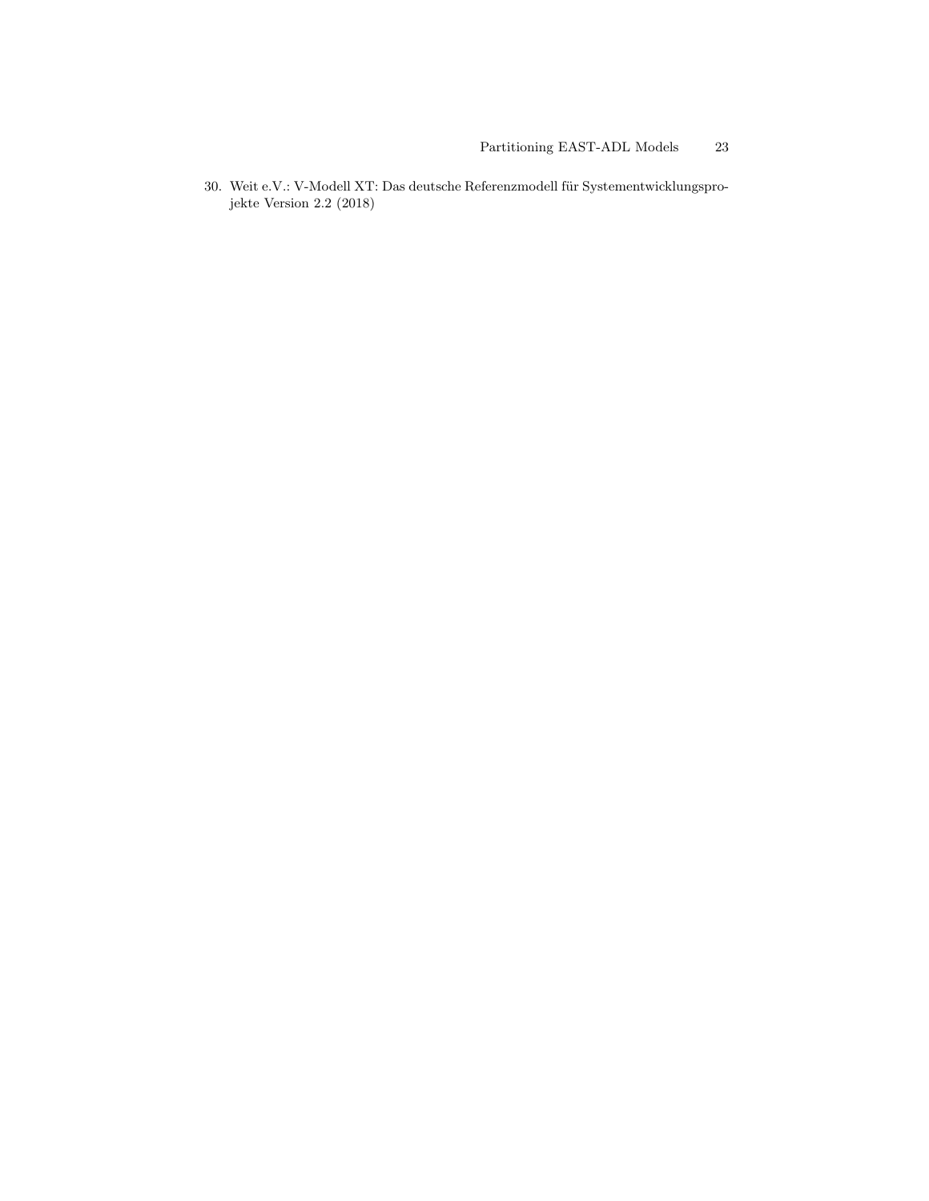30. Weit e.V.: V-Modell XT: Das deutsche Referenzmodell für Systementwicklungsprojekte Version 2.2 (2018)